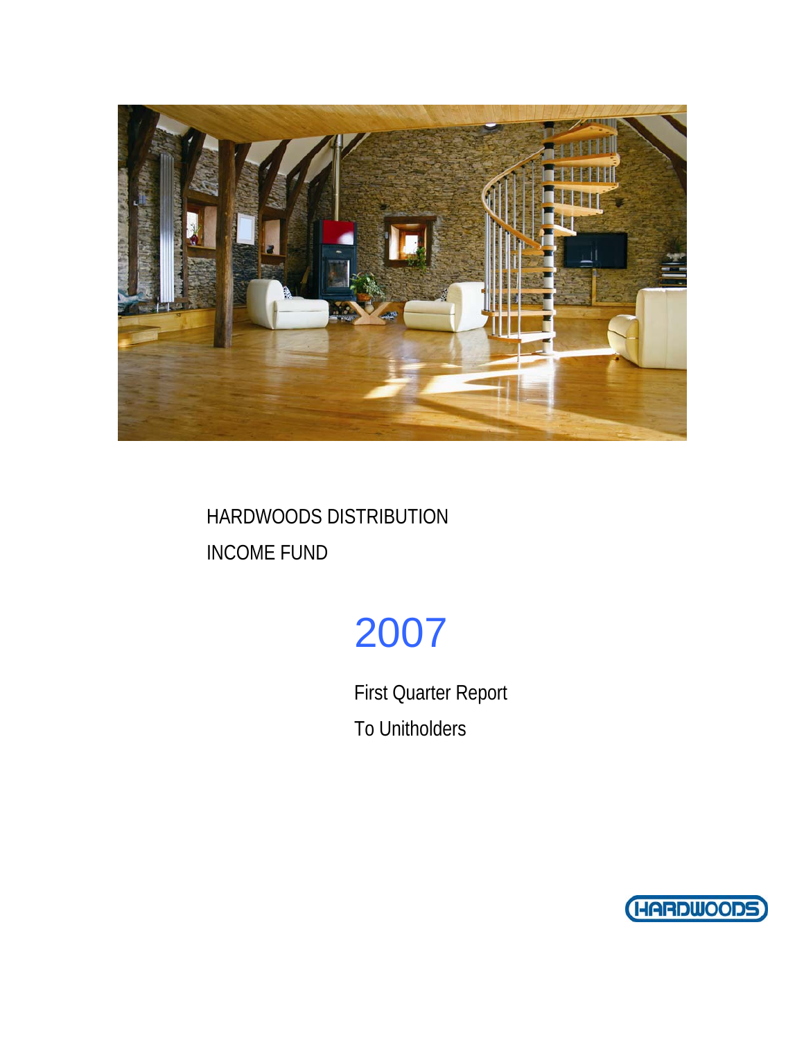# HARDWOODS DISTRIBUTION INCOME FUND

# 2007

## First Quarter Report

## To Unitholders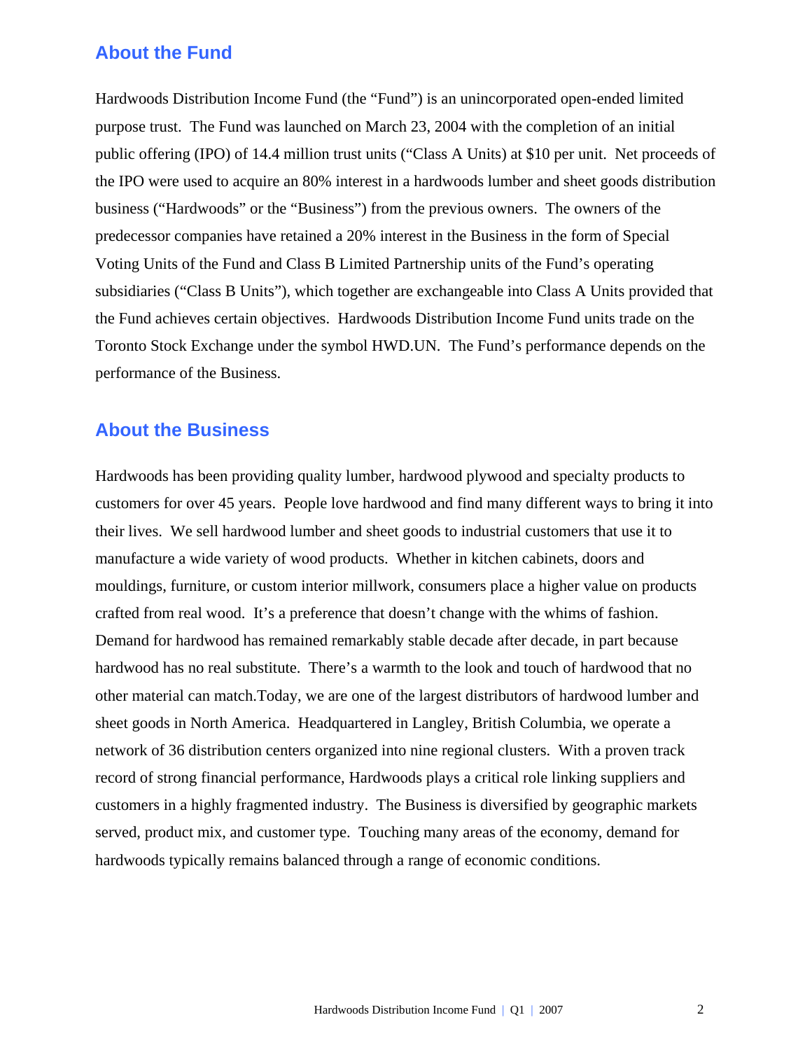## About the Fund

Hardwoods Distribution Income Fund (the "Fund") is an unincorporated open-ended limited purpose trust. The Fund was launched on March 23, 2004 with the completion of an initial public offering (IPO) of 14.4 million trust units ("Class A Units) at $10 per unit. Net proceeds of the IPO were used to acquire an 80% interest in a hardwoods lumber and sheet goods distribution business ("Hardwoods" or the "Business") from the previous owners. The owners of the predecessor companies have retained a 20% interest in the Business in the form of Special Voting Units of the Fund and Class B Limited Partnership units of the Fund's operating subsidiaries ("Class B Units"), which together are exchangeable into Class A Units provided that the Fund achieves certain objectives. Hardwoods Distribution Income Fund units trade on the Toronto Stock Exchange under the symbol HWD.UN. The Fund's performance depends on the performance of the Business.

## About the Business

Hardwoods has been providing quality lumber, hardwood plywood and specialty products to customers for over 45 years. People love hardwood and find many different ways to bring it into their lives. We sell hardwood lumber and sheet goods to industrial customers that use it to manufacture a wide variety of wood products. Whether in kitchen cabinets, doors and mouldings, furniture, or custom interior millwork, consumers place a higher value on products crafted from real wood. It's a preference that doesn't change with the whims of fashion. Demand for hardwood has remained remarkably stable decade after decade, in part because hardwood has no real substitute. There's a warmth to the look and touch of hardwood that no other material can match.Today, we are one of the largest distributors of hardwood lumber and sheet goods in North America. Headquartered in Langley, British Columbia, we operate a network of 36 distribution centers organized into nine regional clusters. With a proven track record of strong financial performance, Hardwoods plays a critical role linking suppliers and customers in a highly fragmented industry. The Business is diversified by geographic markets served, product mix, and customer type. Touching many areas of the economy, demand for hardwoods typically remains balanced through a range of economic conditions.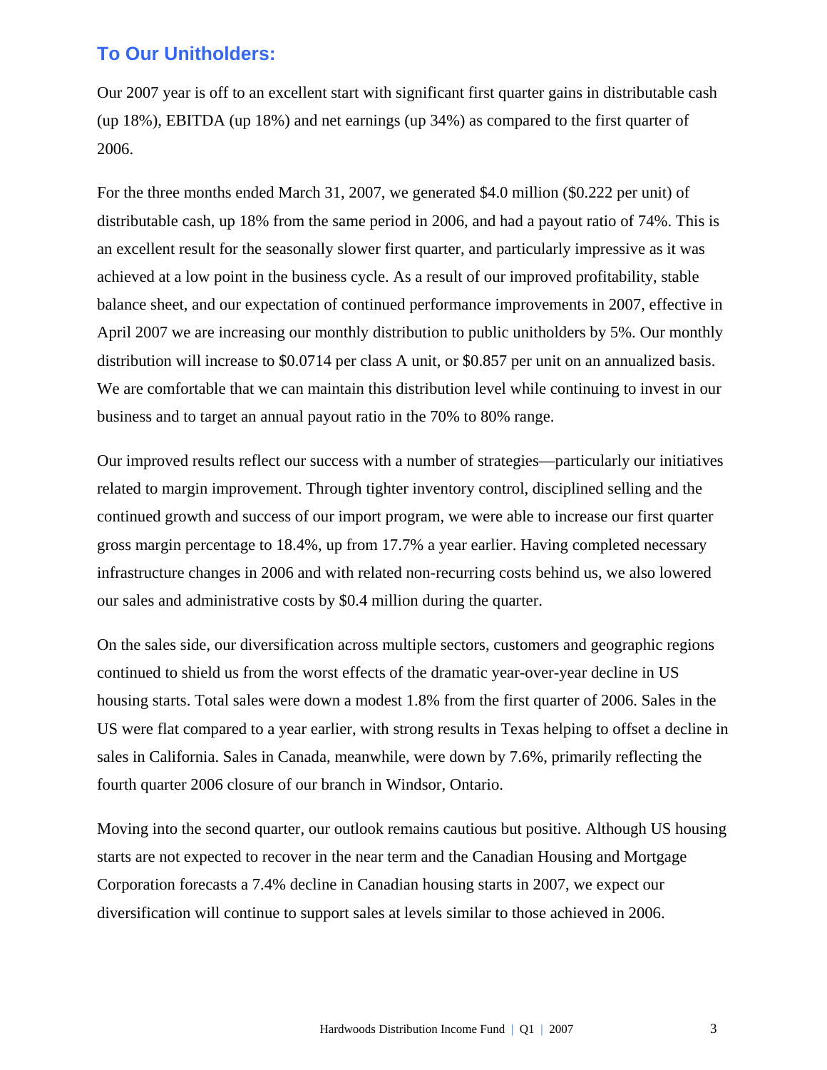## To Our Unitholders:

Our 2007 year is off to an excellent start with significant first quarter gains in distributable cash (up 18%), EBITDA (up 18%) and net earnings (up 34%) as compared to the first quarter of 2006.

For the three months ended March 31, 2007, we generated $4.0 million ($0.222 per unit) of distributable cash, up 18% from the same period in 2006, and had a payout ratio of 74%. This is an excellent result for the seasonally slower first quarter, and particularly impressive as it was achieved at a low point in the business cycle. As a result of our improved profitability, stable balance sheet, and our expectation of continued performance improvements in 2007, effective in April 2007 we are increasing our monthly distribution to public unitholders by 5%. Our monthly distribution will increase to $0.0714 per class A unit, or $0.857 per unit on an annualized basis. We are comfortable that we can maintain this distribution level while continuing to invest in our business and to target an annual payout ratio in the 70% to 80% range.

Our improved results reflect our success with a number of strategies—particularly our initiatives related to margin improvement. Through tighter inventory control, disciplined selling and the continued growth and success of our import program, we were able to increase our first quarter gross margin percentage to 18.4%, up from 17.7% a year earlier. Having completed necessary infrastructure changes in 2006 and with related non-recurring costs behind us, we also lowered our sales and administrative costs by $0.4 million during the quarter.

On the sales side, our diversification across multiple sectors, customers and geographic regions continued to shield us from the worst effects of the dramatic year-over-year decline in US housing starts. Total sales were down a modest 1.8% from the first quarter of 2006. Sales in the US were flat compared to a year earlier, with strong results in Texas helping to offset a decline in sales in California. Sales in Canada, meanwhile, were down by 7.6%, primarily reflecting the fourth quarter 2006 closure of our branch in Windsor, Ontario.

Moving into the second quarter, our outlook remains cautious but positive. Although US housing starts are not expected to recover in the near term and the Canadian Housing and Mortgage Corporation forecasts a 7.4% decline in Canadian housing starts in 2007, we expect our diversification will continue to support sales at levels similar to those achieved in 2006.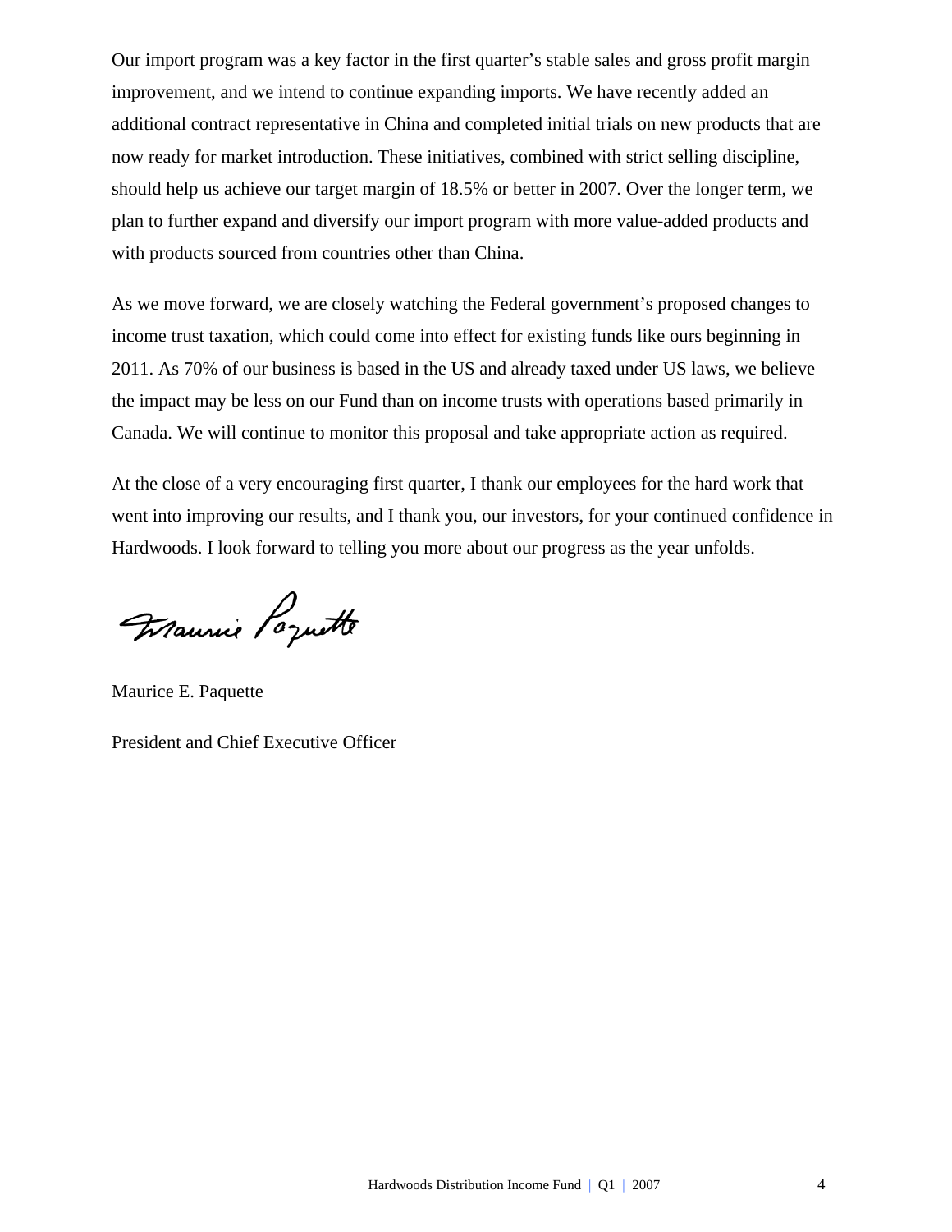Our import program was a key factor in the first quarter's stable sales and gross profit margin improvement, and we intend to continue expanding imports. We have recently added an additional contract representative in China and completed initial trials on new products that are now ready for market introduction. These initiatives, combined with strict selling discipline, should help us achieve our target margin of 18.5% or better in 2007. Over the longer term, we plan to further expand and diversify our import program with more value-added products and with products sourced from countries other than China.

As we move forward, we are closely watching the Federal government's proposed changes to income trust taxation, which could come into effect for existing funds like ours beginning in 2011. As 70% of our business is based in the US and already taxed under US laws, we believe the impact may be less on our Fund than on income trusts with operations based primarily in Canada. We will continue to monitor this proposal and take appropriate action as required.

At the close of a very encouraging first quarter, I thank our employees for the hard work that went into improving our results, and I thank you, our investors, for your continued confidence in Hardwoods. I look forward to telling you more about our progress as the year unfolds.

Maurice E. Paquette

President and Chief Executive Officer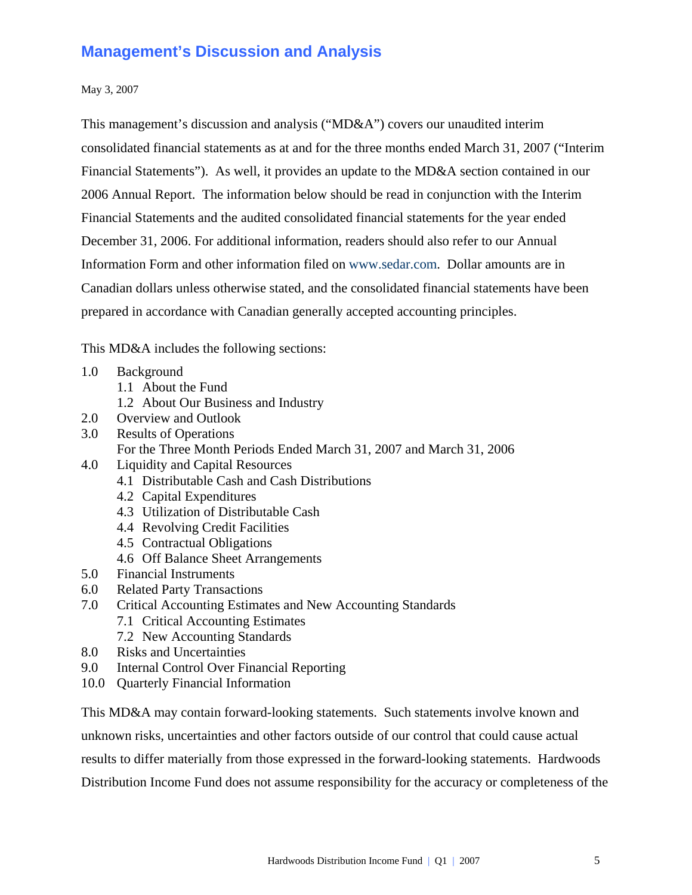# Management's Discussion and Analysis

May 3, 2007

This management's discussion and analysis ("MD&A") covers our unaudited interim consolidated financial statements as at and for the three months ended March 31, 2007 ("Interim Financial Statements"). As well, it provides an update to the MD&A section contained in our 2006 Annual Report. The information below should be read in conjunction with the Interim Financial Statements and the audited consolidated financial statements for the year ended December 31, 2006. For additional information, readers should also refer to our Annual Information Form and other information filed on www.sedar.com. Dollar amounts are in Canadian dollars unless otherwise stated, and the consolidated financial statements have been prepared in accordance with Canadian generally accepted accounting principles.

This MD&A includes the following sections:

- 1.0 Background
  - 1.1 About the Fund
  - 1.2 About Our Business and Industry
- 2.0 Overview and Outlook
- 3.0 Results of Operations
  For the Three Month Periods Ended March 31, 2007 and March 31, 2006
- 4.0 Liquidity and Capital Resources
  - 4.1 Distributable Cash and Cash Distributions
  - 4.2 Capital Expenditures
  - 4.3 Utilization of Distributable Cash
  - 4.4 Revolving Credit Facilities
  - 4.5 Contractual Obligations
  - 4.6 Off Balance Sheet Arrangements
- 5.0 Financial Instruments
- 6.0 Related Party Transactions
- 7.0 Critical Accounting Estimates and New Accounting Standards
  - 7.1 Critical Accounting Estimates
  - 7.2 New Accounting Standards
- 8.0 Risks and Uncertainties
- 9.0 Internal Control Over Financial Reporting
- 10.0 Quarterly Financial Information

This MD&A may contain forward-looking statements. Such statements involve known and unknown risks, uncertainties and other factors outside of our control that could cause actual results to differ materially from those expressed in the forward-looking statements. Hardwoods Distribution Income Fund does not assume responsibility for the accuracy or completeness of the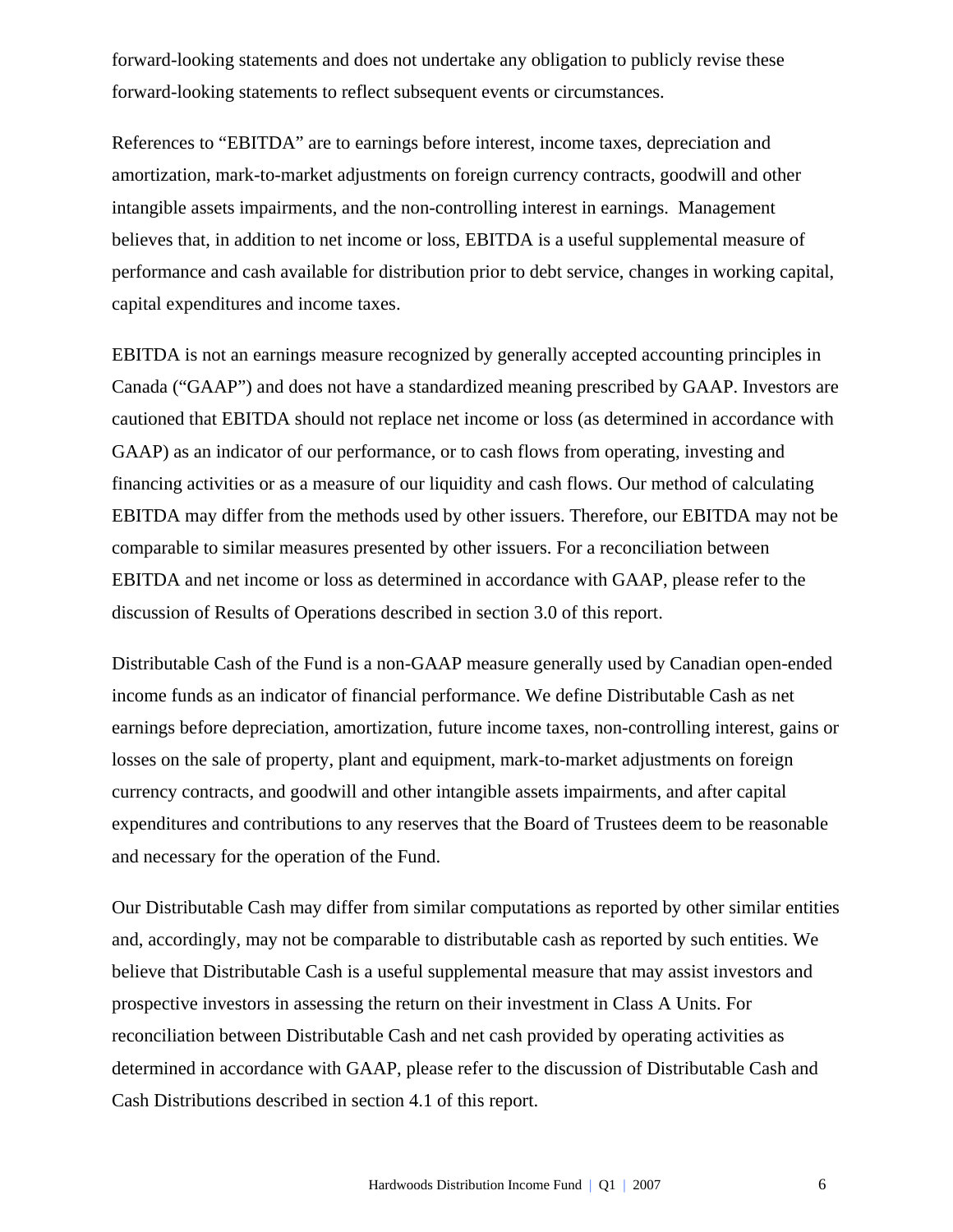forward-looking statements and does not undertake any obligation to publicly revise these forward-looking statements to reflect subsequent events or circumstances.

References to "EBITDA" are to earnings before interest, income taxes, depreciation and amortization, mark-to-market adjustments on foreign currency contracts, goodwill and other intangible assets impairments, and the non-controlling interest in earnings. Management believes that, in addition to net income or loss, EBITDA is a useful supplemental measure of performance and cash available for distribution prior to debt service, changes in working capital, capital expenditures and income taxes.

EBITDA is not an earnings measure recognized by generally accepted accounting principles in Canada ("GAAP") and does not have a standardized meaning prescribed by GAAP. Investors are cautioned that EBITDA should not replace net income or loss (as determined in accordance with GAAP) as an indicator of our performance, or to cash flows from operating, investing and financing activities or as a measure of our liquidity and cash flows. Our method of calculating EBITDA may differ from the methods used by other issuers. Therefore, our EBITDA may not be comparable to similar measures presented by other issuers. For a reconciliation between EBITDA and net income or loss as determined in accordance with GAAP, please refer to the discussion of Results of Operations described in section 3.0 of this report.

Distributable Cash of the Fund is a non-GAAP measure generally used by Canadian open-ended income funds as an indicator of financial performance. We define Distributable Cash as net earnings before depreciation, amortization, future income taxes, non-controlling interest, gains or losses on the sale of property, plant and equipment, mark-to-market adjustments on foreign currency contracts, and goodwill and other intangible assets impairments, and after capital expenditures and contributions to any reserves that the Board of Trustees deem to be reasonable and necessary for the operation of the Fund.

Our Distributable Cash may differ from similar computations as reported by other similar entities and, accordingly, may not be comparable to distributable cash as reported by such entities. We believe that Distributable Cash is a useful supplemental measure that may assist investors and prospective investors in assessing the return on their investment in Class A Units. For reconciliation between Distributable Cash and net cash provided by operating activities as determined in accordance with GAAP, please refer to the discussion of Distributable Cash and Cash Distributions described in section 4.1 of this report.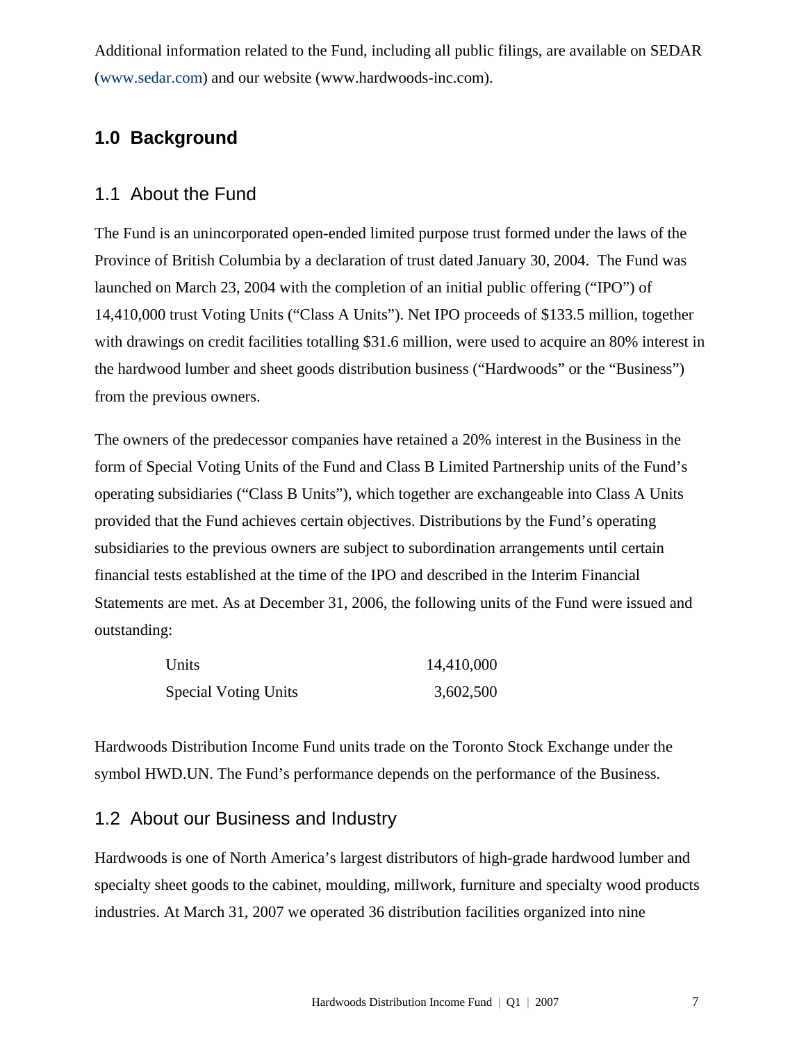Additional information related to the Fund, including all public filings, are available on SEDAR (www.sedar.com) and our website (www.hardwoods-inc.com).

## 1.0 Background

### 1.1 About the Fund

The Fund is an unincorporated open-ended limited purpose trust formed under the laws of the Province of British Columbia by a declaration of trust dated January 30, 2004. The Fund was launched on March 23, 2004 with the completion of an initial public offering ("IPO") of 14,410,000 trust Voting Units ("Class A Units"). Net IPO proceeds of $133.5 million, together with drawings on credit facilities totalling $31.6 million, were used to acquire an 80% interest in the hardwood lumber and sheet goods distribution business ("Hardwoods" or the "Business") from the previous owners.

The owners of the predecessor companies have retained a 20% interest in the Business in the form of Special Voting Units of the Fund and Class B Limited Partnership units of the Fund's operating subsidiaries ("Class B Units"), which together are exchangeable into Class A Units provided that the Fund achieves certain objectives. Distributions by the Fund's operating subsidiaries to the previous owners are subject to subordination arrangements until certain financial tests established at the time of the IPO and described in the Interim Financial Statements are met. As at December 31, 2006, the following units of the Fund were issued and outstanding:

| | |
|---|---|
| Units | 14,410,000 |
| Special Voting Units | 3,602,500 |

Hardwoods Distribution Income Fund units trade on the Toronto Stock Exchange under the symbol HWD.UN. The Fund's performance depends on the performance of the Business.

### 1.2 About our Business and Industry

Hardwoods is one of North America's largest distributors of high-grade hardwood lumber and specialty sheet goods to the cabinet, moulding, millwork, furniture and specialty wood products industries. At March 31, 2007 we operated 36 distribution facilities organized into nine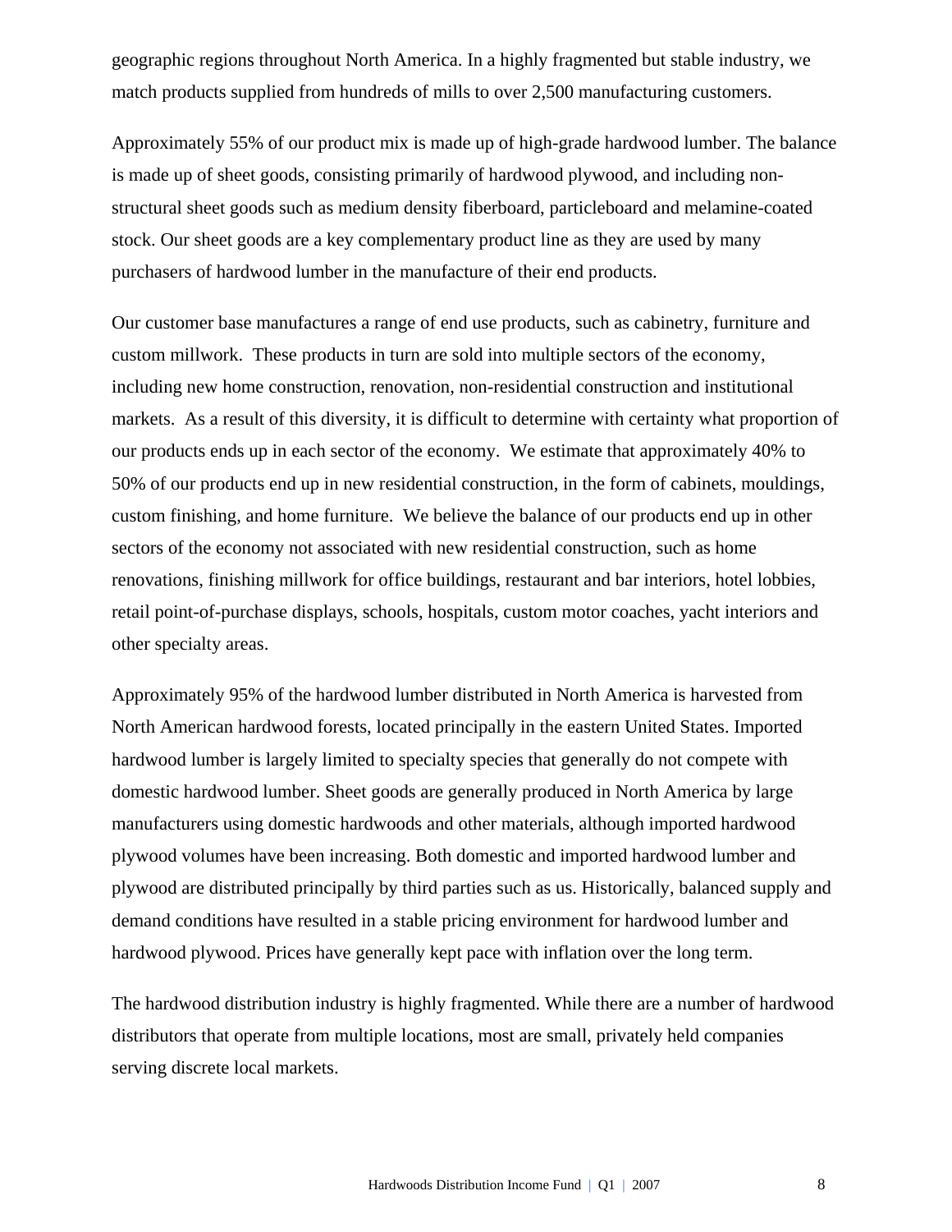geographic regions throughout North America. In a highly fragmented but stable industry, we match products supplied from hundreds of mills to over 2,500 manufacturing customers.

Approximately 55% of our product mix is made up of high-grade hardwood lumber. The balance is made up of sheet goods, consisting primarily of hardwood plywood, and including non-structural sheet goods such as medium density fiberboard, particleboard and melamine-coated stock. Our sheet goods are a key complementary product line as they are used by many purchasers of hardwood lumber in the manufacture of their end products.

Our customer base manufactures a range of end use products, such as cabinetry, furniture and custom millwork. These products in turn are sold into multiple sectors of the economy, including new home construction, renovation, non-residential construction and institutional markets. As a result of this diversity, it is difficult to determine with certainty what proportion of our products ends up in each sector of the economy. We estimate that approximately 40% to 50% of our products end up in new residential construction, in the form of cabinets, mouldings, custom finishing, and home furniture. We believe the balance of our products end up in other sectors of the economy not associated with new residential construction, such as home renovations, finishing millwork for office buildings, restaurant and bar interiors, hotel lobbies, retail point-of-purchase displays, schools, hospitals, custom motor coaches, yacht interiors and other specialty areas.

Approximately 95% of the hardwood lumber distributed in North America is harvested from North American hardwood forests, located principally in the eastern United States. Imported hardwood lumber is largely limited to specialty species that generally do not compete with domestic hardwood lumber. Sheet goods are generally produced in North America by large manufacturers using domestic hardwoods and other materials, although imported hardwood plywood volumes have been increasing. Both domestic and imported hardwood lumber and plywood are distributed principally by third parties such as us. Historically, balanced supply and demand conditions have resulted in a stable pricing environment for hardwood lumber and hardwood plywood. Prices have generally kept pace with inflation over the long term.

The hardwood distribution industry is highly fragmented. While there are a number of hardwood distributors that operate from multiple locations, most are small, privately held companies serving discrete local markets.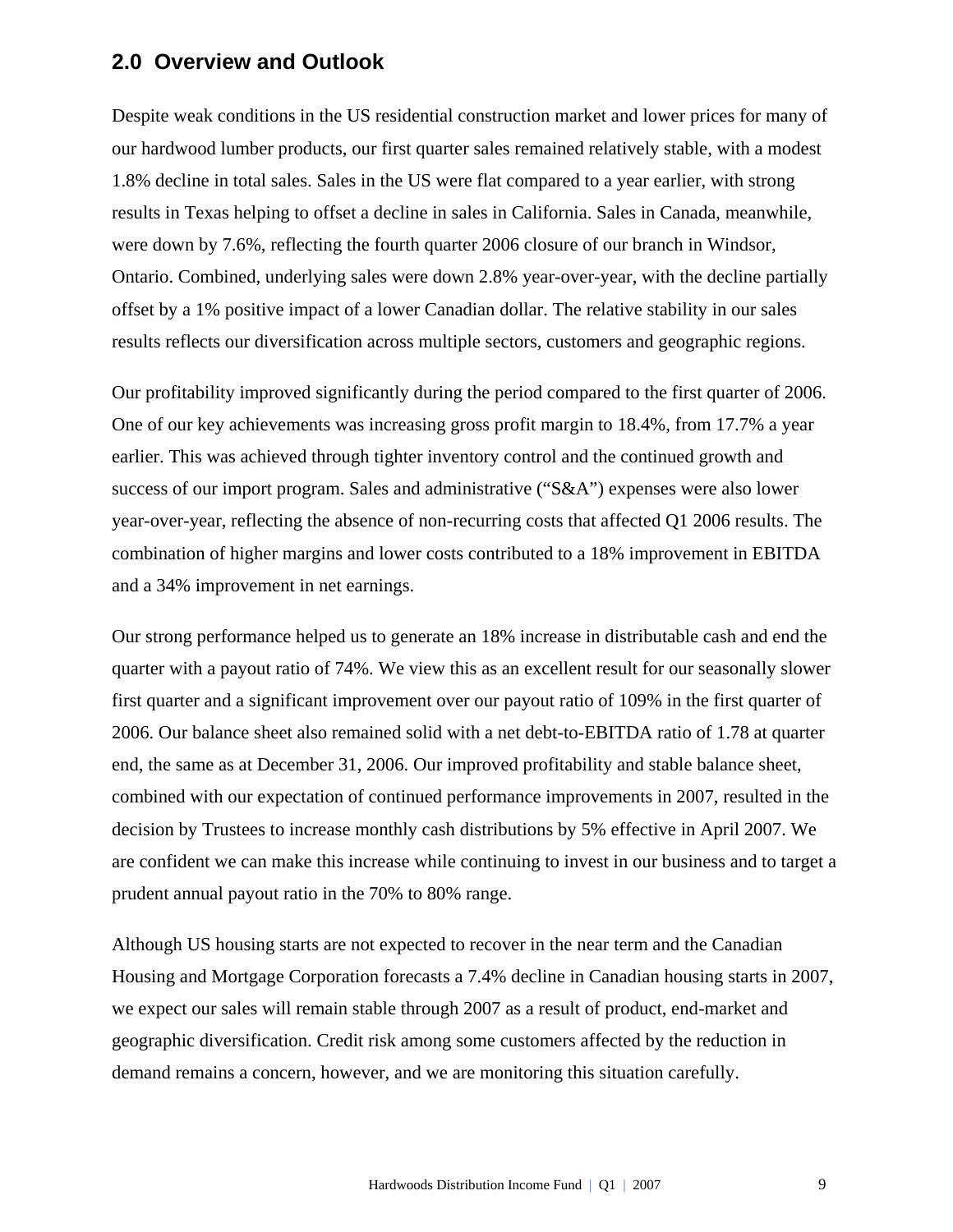## 2.0 Overview and Outlook

Despite weak conditions in the US residential construction market and lower prices for many of our hardwood lumber products, our first quarter sales remained relatively stable, with a modest 1.8% decline in total sales. Sales in the US were flat compared to a year earlier, with strong results in Texas helping to offset a decline in sales in California. Sales in Canada, meanwhile, were down by 7.6%, reflecting the fourth quarter 2006 closure of our branch in Windsor, Ontario. Combined, underlying sales were down 2.8% year-over-year, with the decline partially offset by a 1% positive impact of a lower Canadian dollar. The relative stability in our sales results reflects our diversification across multiple sectors, customers and geographic regions.

Our profitability improved significantly during the period compared to the first quarter of 2006. One of our key achievements was increasing gross profit margin to 18.4%, from 17.7% a year earlier. This was achieved through tighter inventory control and the continued growth and success of our import program. Sales and administrative ("S&A") expenses were also lower year-over-year, reflecting the absence of non-recurring costs that affected Q1 2006 results. The combination of higher margins and lower costs contributed to a 18% improvement in EBITDA and a 34% improvement in net earnings.

Our strong performance helped us to generate an 18% increase in distributable cash and end the quarter with a payout ratio of 74%. We view this as an excellent result for our seasonally slower first quarter and a significant improvement over our payout ratio of 109% in the first quarter of 2006. Our balance sheet also remained solid with a net debt-to-EBITDA ratio of 1.78 at quarter end, the same as at December 31, 2006. Our improved profitability and stable balance sheet, combined with our expectation of continued performance improvements in 2007, resulted in the decision by Trustees to increase monthly cash distributions by 5% effective in April 2007. We are confident we can make this increase while continuing to invest in our business and to target a prudent annual payout ratio in the 70% to 80% range.

Although US housing starts are not expected to recover in the near term and the Canadian Housing and Mortgage Corporation forecasts a 7.4% decline in Canadian housing starts in 2007, we expect our sales will remain stable through 2007 as a result of product, end-market and geographic diversification. Credit risk among some customers affected by the reduction in demand remains a concern, however, and we are monitoring this situation carefully.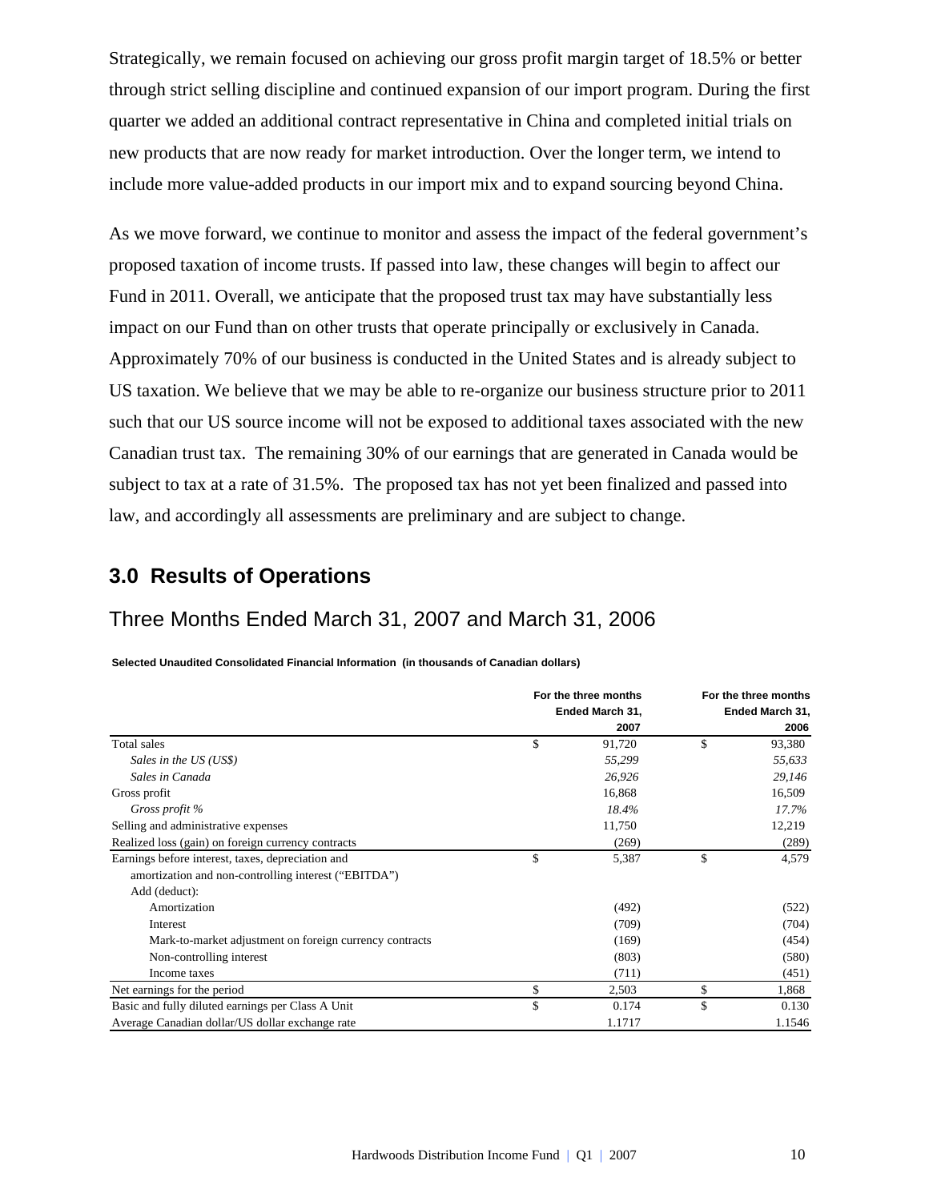Strategically, we remain focused on achieving our gross profit margin target of 18.5% or better through strict selling discipline and continued expansion of our import program. During the first quarter we added an additional contract representative in China and completed initial trials on new products that are now ready for market introduction. Over the longer term, we intend to include more value-added products in our import mix and to expand sourcing beyond China.

As we move forward, we continue to monitor and assess the impact of the federal government's proposed taxation of income trusts. If passed into law, these changes will begin to affect our Fund in 2011. Overall, we anticipate that the proposed trust tax may have substantially less impact on our Fund than on other trusts that operate principally or exclusively in Canada. Approximately 70% of our business is conducted in the United States and is already subject to US taxation. We believe that we may be able to re-organize our business structure prior to 2011 such that our US source income will not be exposed to additional taxes associated with the new Canadian trust tax. The remaining 30% of our earnings that are generated in Canada would be subject to tax at a rate of 31.5%. The proposed tax has not yet been finalized and passed into law, and accordingly all assessments are preliminary and are subject to change.

## 3.0 Results of Operations

### Three Months Ended March 31, 2007 and March 31, 2006

**Selected Unaudited Consolidated Financial Information (in thousands of Canadian dollars)**

| | For the three months Ended March 31, 2007 | For the three months Ended March 31, 2006 |
|---|---|---|
| Total sales | $ 91,720 | $ 93,380 |
| *Sales in the US (US$)* | *55,299* | *55,633* |
| *Sales in Canada* | *26,926* | *29,146* |
| Gross profit | 16,868 | 16,509 |
| *Gross profit %* | *18.4%* | *17.7%* |
| Selling and administrative expenses | 11,750 | 12,219 |
| Realized loss (gain) on foreign currency contracts | (269) | (289) |
| Earnings before interest, taxes, depreciation and amortization and non-controlling interest ("EBITDA") | $ 5,387 | $ 4,579 |
| Add (deduct): | | |
| Amortization | (492) | (522) |
| Interest | (709) | (704) |
| Mark-to-market adjustment on foreign currency contracts | (169) | (454) |
| Non-controlling interest | (803) | (580) |
| Income taxes | (711) | (451) |
| Net earnings for the period | $ 2,503 | $ 1,868 |
| Basic and fully diluted earnings per Class A Unit | $ 0.174 | $ 0.130 |
| Average Canadian dollar/US dollar exchange rate | 1.1717 | 1.1546 |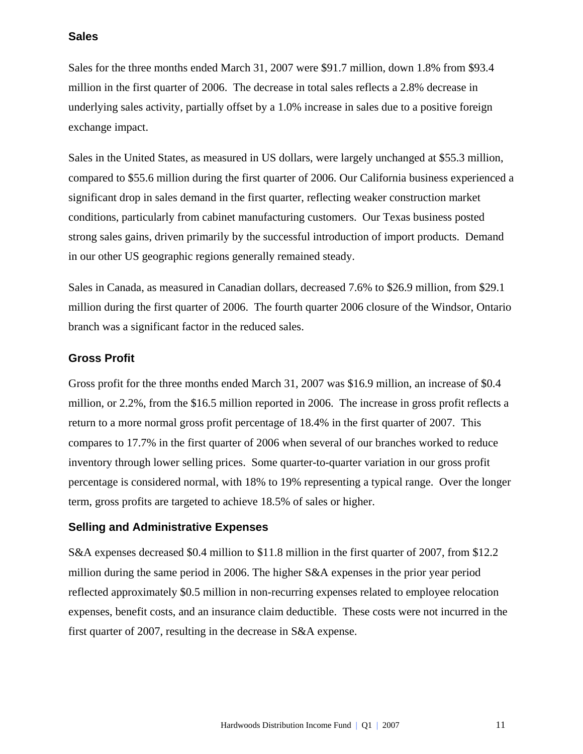### Sales

Sales for the three months ended March 31, 2007 were $91.7 million, down 1.8% from $93.4 million in the first quarter of 2006. The decrease in total sales reflects a 2.8% decrease in underlying sales activity, partially offset by a 1.0% increase in sales due to a positive foreign exchange impact.

Sales in the United States, as measured in US dollars, were largely unchanged at $55.3 million, compared to $55.6 million during the first quarter of 2006. Our California business experienced a significant drop in sales demand in the first quarter, reflecting weaker construction market conditions, particularly from cabinet manufacturing customers. Our Texas business posted strong sales gains, driven primarily by the successful introduction of import products. Demand in our other US geographic regions generally remained steady.

Sales in Canada, as measured in Canadian dollars, decreased 7.6% to $26.9 million, from $29.1 million during the first quarter of 2006. The fourth quarter 2006 closure of the Windsor, Ontario branch was a significant factor in the reduced sales.

### Gross Profit

Gross profit for the three months ended March 31, 2007 was $16.9 million, an increase of $0.4 million, or 2.2%, from the $16.5 million reported in 2006. The increase in gross profit reflects a return to a more normal gross profit percentage of 18.4% in the first quarter of 2007. This compares to 17.7% in the first quarter of 2006 when several of our branches worked to reduce inventory through lower selling prices. Some quarter-to-quarter variation in our gross profit percentage is considered normal, with 18% to 19% representing a typical range. Over the longer term, gross profits are targeted to achieve 18.5% of sales or higher.

### Selling and Administrative Expenses

S&A expenses decreased $0.4 million to $11.8 million in the first quarter of 2007, from $12.2 million during the same period in 2006. The higher S&A expenses in the prior year period reflected approximately $0.5 million in non-recurring expenses related to employee relocation expenses, benefit costs, and an insurance claim deductible. These costs were not incurred in the first quarter of 2007, resulting in the decrease in S&A expense.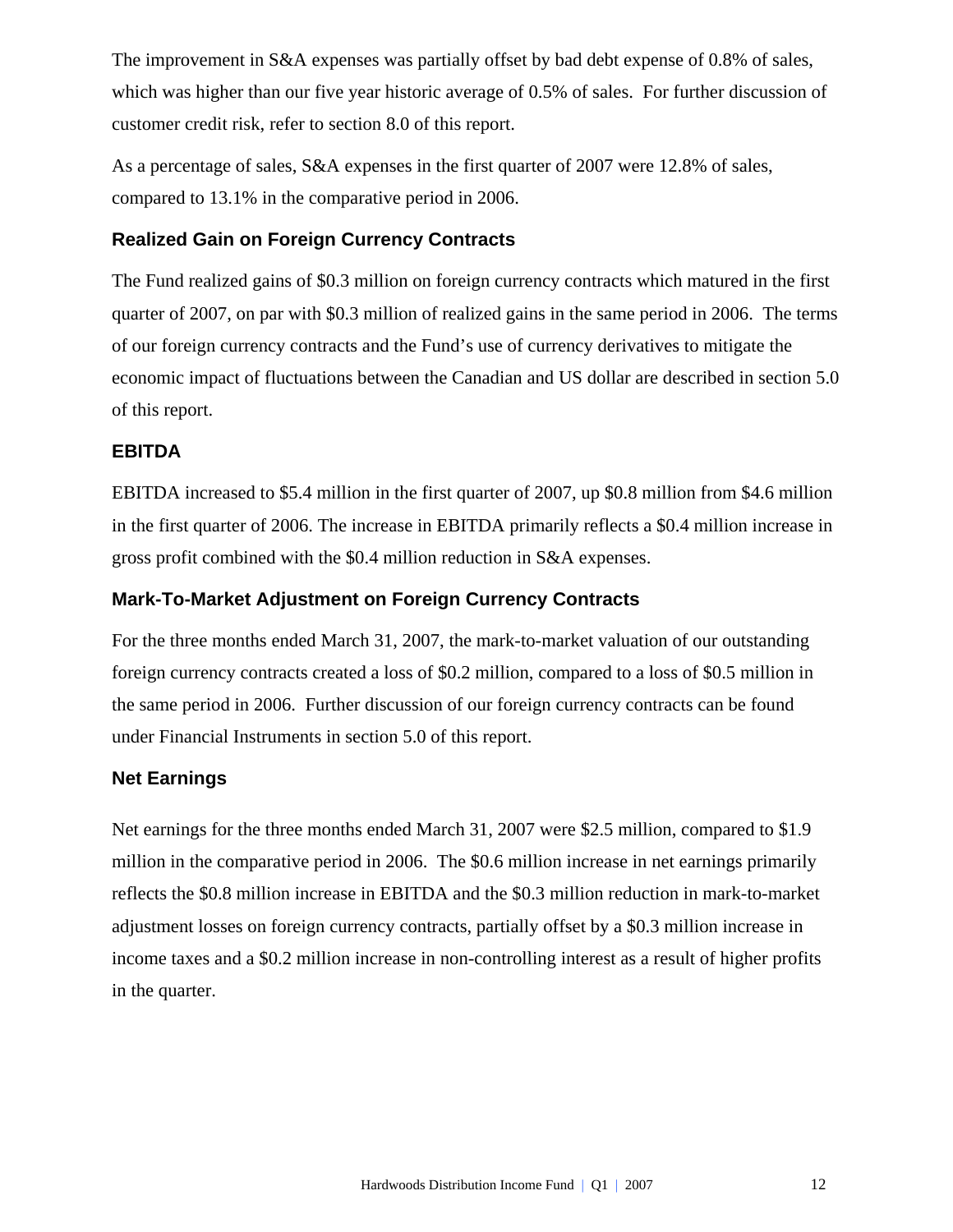The improvement in S&A expenses was partially offset by bad debt expense of 0.8% of sales, which was higher than our five year historic average of 0.5% of sales. For further discussion of customer credit risk, refer to section 8.0 of this report.

As a percentage of sales, S&A expenses in the first quarter of 2007 were 12.8% of sales, compared to 13.1% in the comparative period in 2006.

### Realized Gain on Foreign Currency Contracts

The Fund realized gains of $0.3 million on foreign currency contracts which matured in the first quarter of 2007, on par with $0.3 million of realized gains in the same period in 2006. The terms of our foreign currency contracts and the Fund's use of currency derivatives to mitigate the economic impact of fluctuations between the Canadian and US dollar are described in section 5.0 of this report.

### EBITDA

EBITDA increased to $5.4 million in the first quarter of 2007, up $0.8 million from $4.6 million in the first quarter of 2006. The increase in EBITDA primarily reflects a $0.4 million increase in gross profit combined with the $0.4 million reduction in S&A expenses.

### Mark-To-Market Adjustment on Foreign Currency Contracts

For the three months ended March 31, 2007, the mark-to-market valuation of our outstanding foreign currency contracts created a loss of $0.2 million, compared to a loss of $0.5 million in the same period in 2006. Further discussion of our foreign currency contracts can be found under Financial Instruments in section 5.0 of this report.

### Net Earnings

Net earnings for the three months ended March 31, 2007 were $2.5 million, compared to $1.9 million in the comparative period in 2006. The $0.6 million increase in net earnings primarily reflects the $0.8 million increase in EBITDA and the $0.3 million reduction in mark-to-market adjustment losses on foreign currency contracts, partially offset by a $0.3 million increase in income taxes and a $0.2 million increase in non-controlling interest as a result of higher profits in the quarter.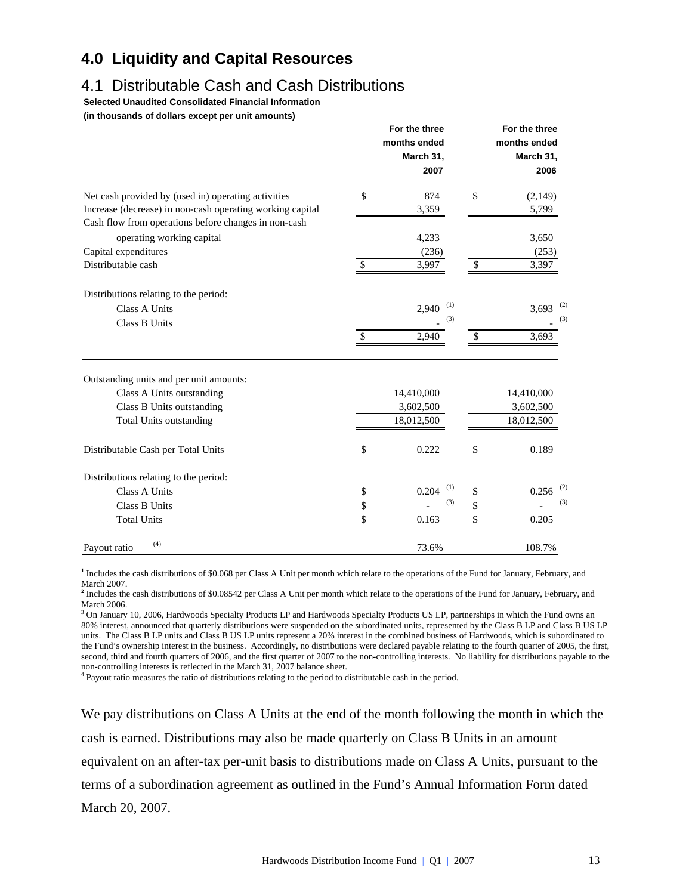# 4.0 Liquidity and Capital Resources

## 4.1 Distributable Cash and Cash Distributions

**Selected Unaudited Consolidated Financial Information**

**(in thousands of dollars except per unit amounts)**

| | For the three months ended March 31, 2007 | For the three months ended March 31, 2006 |
|---|---|---|
| Net cash provided by (used in) operating activities | $ 874 | $ (2,149) |
| Increase (decrease) in non-cash operating working capital | 3,359 | 5,799 |
| Cash flow from operations before changes in non-cash operating working capital | 4,233 | 3,650 |
| Capital expenditures | (236) | (253) |
| Distributable cash | $ 3,997 | $ 3,397 |
| Distributions relating to the period: | | |
| Class A Units | 2,940 [1] | 3,693 [2] |
| Class B Units | - [3] | - [3] |
| | $ 2,940 | $ 3,693 |
| Outstanding units and per unit amounts: | | |
| Class A Units outstanding | 14,410,000 | 14,410,000 |
| Class B Units outstanding | 3,602,500 | 3,602,500 |
| Total Units outstanding | 18,012,500 | 18,012,500 |
| Distributable Cash per Total Units | $ 0.222 | $ 0.189 |
| Distributions relating to the period: | | |
| Class A Units | $ 0.204 [1] | $ 0.256 [2] |
| Class B Units | $ - [3] | $ - [3] |
| Total Units | $ 0.163 | $ 0.205 |
| Payout ratio [4] | 73.6% | 108.7% |

[1] Includes the cash distributions of $0.068 per Class A Unit per month which relate to the operations of the Fund for January, February, and March 2007.

[2] Includes the cash distributions of $0.08542 per Class A Unit per month which relate to the operations of the Fund for January, February, and March 2006.

[3] On January 10, 2006, Hardwoods Specialty Products LP and Hardwoods Specialty Products US LP, partnerships in which the Fund owns an 80% interest, announced that quarterly distributions were suspended on the subordinated units, represented by the Class B LP and Class B US LP units. The Class B LP units and Class B US LP units represent a 20% interest in the combined business of Hardwoods, which is subordinated to the Fund's ownership interest in the business. Accordingly, no distributions were declared payable relating to the fourth quarter of 2005, the first, second, third and fourth quarters of 2006, and the first quarter of 2007 to the non-controlling interests. No liability for distributions payable to the non-controlling interests is reflected in the March 31, 2007 balance sheet.

[4] Payout ratio measures the ratio of distributions relating to the period to distributable cash in the period.

We pay distributions on Class A Units at the end of the month following the month in which the cash is earned. Distributions may also be made quarterly on Class B Units in an amount equivalent on an after-tax per-unit basis to distributions made on Class A Units, pursuant to the terms of a subordination agreement as outlined in the Fund's Annual Information Form dated March 20, 2007.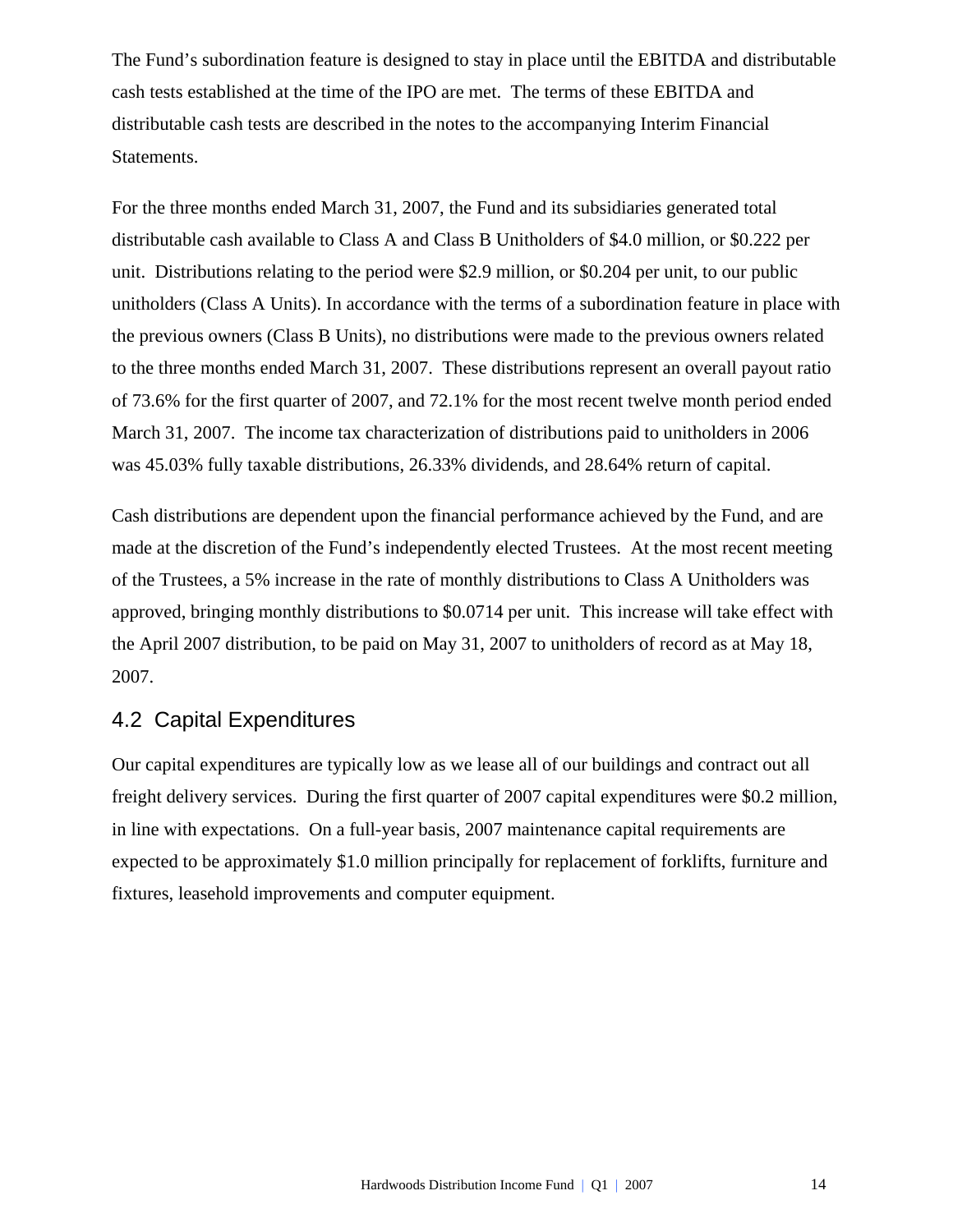The Fund's subordination feature is designed to stay in place until the EBITDA and distributable cash tests established at the time of the IPO are met. The terms of these EBITDA and distributable cash tests are described in the notes to the accompanying Interim Financial Statements.

For the three months ended March 31, 2007, the Fund and its subsidiaries generated total distributable cash available to Class A and Class B Unitholders of $4.0 million, or $0.222 per unit. Distributions relating to the period were $2.9 million, or $0.204 per unit, to our public unitholders (Class A Units). In accordance with the terms of a subordination feature in place with the previous owners (Class B Units), no distributions were made to the previous owners related to the three months ended March 31, 2007. These distributions represent an overall payout ratio of 73.6% for the first quarter of 2007, and 72.1% for the most recent twelve month period ended March 31, 2007. The income tax characterization of distributions paid to unitholders in 2006 was 45.03% fully taxable distributions, 26.33% dividends, and 28.64% return of capital.

Cash distributions are dependent upon the financial performance achieved by the Fund, and are made at the discretion of the Fund's independently elected Trustees. At the most recent meeting of the Trustees, a 5% increase in the rate of monthly distributions to Class A Unitholders was approved, bringing monthly distributions to $0.0714 per unit. This increase will take effect with the April 2007 distribution, to be paid on May 31, 2007 to unitholders of record as at May 18, 2007.

## 4.2 Capital Expenditures

Our capital expenditures are typically low as we lease all of our buildings and contract out all freight delivery services. During the first quarter of 2007 capital expenditures were $0.2 million, in line with expectations. On a full-year basis, 2007 maintenance capital requirements are expected to be approximately $1.0 million principally for replacement of forklifts, furniture and fixtures, leasehold improvements and computer equipment.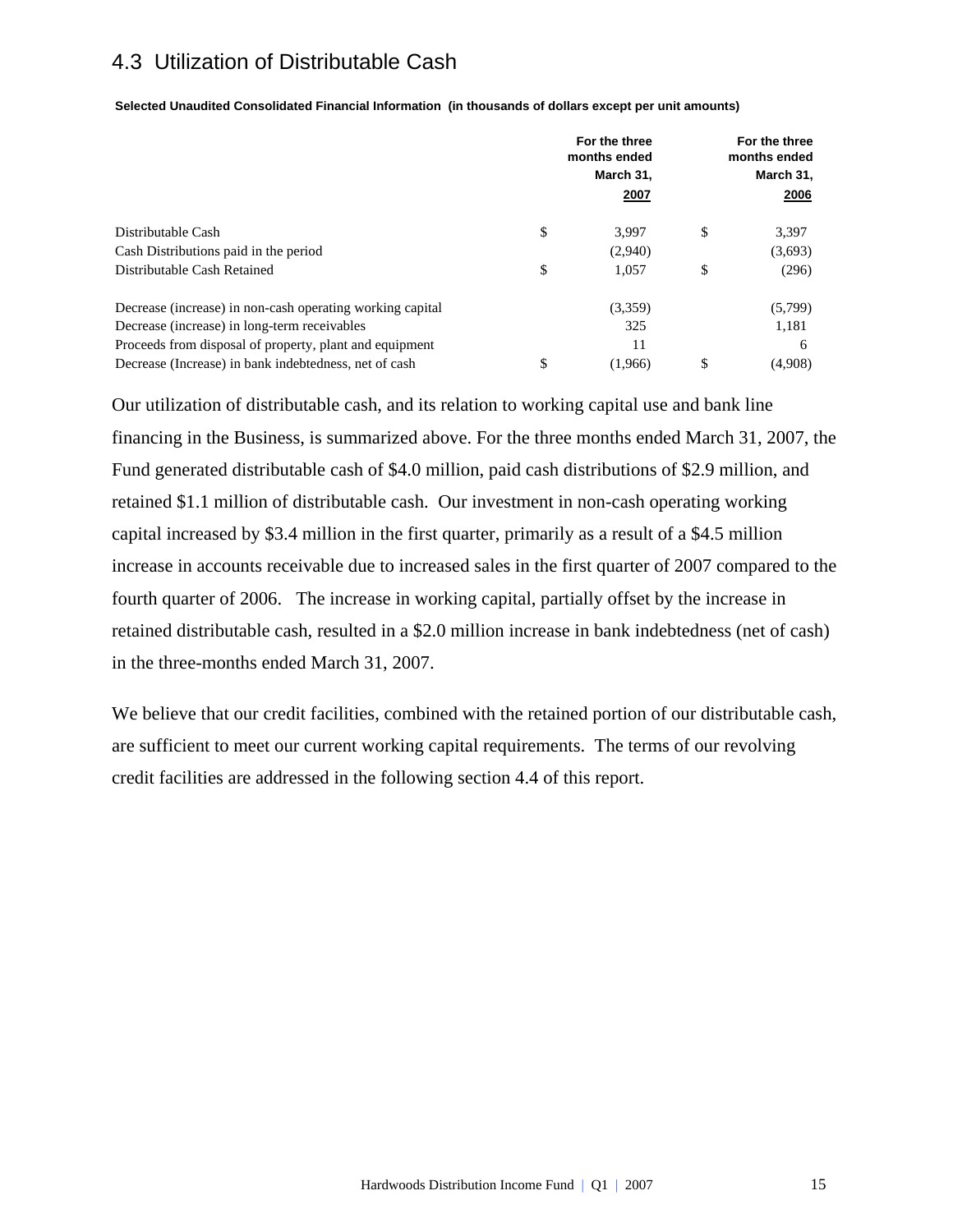## 4.3 Utilization of Distributable Cash

**Selected Unaudited Consolidated Financial Information (in thousands of dollars except per unit amounts)**

| | For the three months ended March 31, 2007 | For the three months ended March 31, 2006 |
|---|---|---|
| Distributable Cash | $ 3,997 | $ 3,397 |
| Cash Distributions paid in the period | (2,940) | (3,693) |
| Distributable Cash Retained | $ 1,057 | $ (296) |
| | | |
| Decrease (increase) in non-cash operating working capital | (3,359) | (5,799) |
| Decrease (increase) in long-term receivables | 325 | 1,181 |
| Proceeds from disposal of property, plant and equipment | 11 | 6 |
| Decrease (Increase) in bank indebtedness, net of cash | $ (1,966) | $ (4,908) |

Our utilization of distributable cash, and its relation to working capital use and bank line financing in the Business, is summarized above. For the three months ended March 31, 2007, the Fund generated distributable cash of $4.0 million, paid cash distributions of $2.9 million, and retained $1.1 million of distributable cash. Our investment in non-cash operating working capital increased by $3.4 million in the first quarter, primarily as a result of a $4.5 million increase in accounts receivable due to increased sales in the first quarter of 2007 compared to the fourth quarter of 2006. The increase in working capital, partially offset by the increase in retained distributable cash, resulted in a $2.0 million increase in bank indebtedness (net of cash) in the three-months ended March 31, 2007.

We believe that our credit facilities, combined with the retained portion of our distributable cash, are sufficient to meet our current working capital requirements. The terms of our revolving credit facilities are addressed in the following section 4.4 of this report.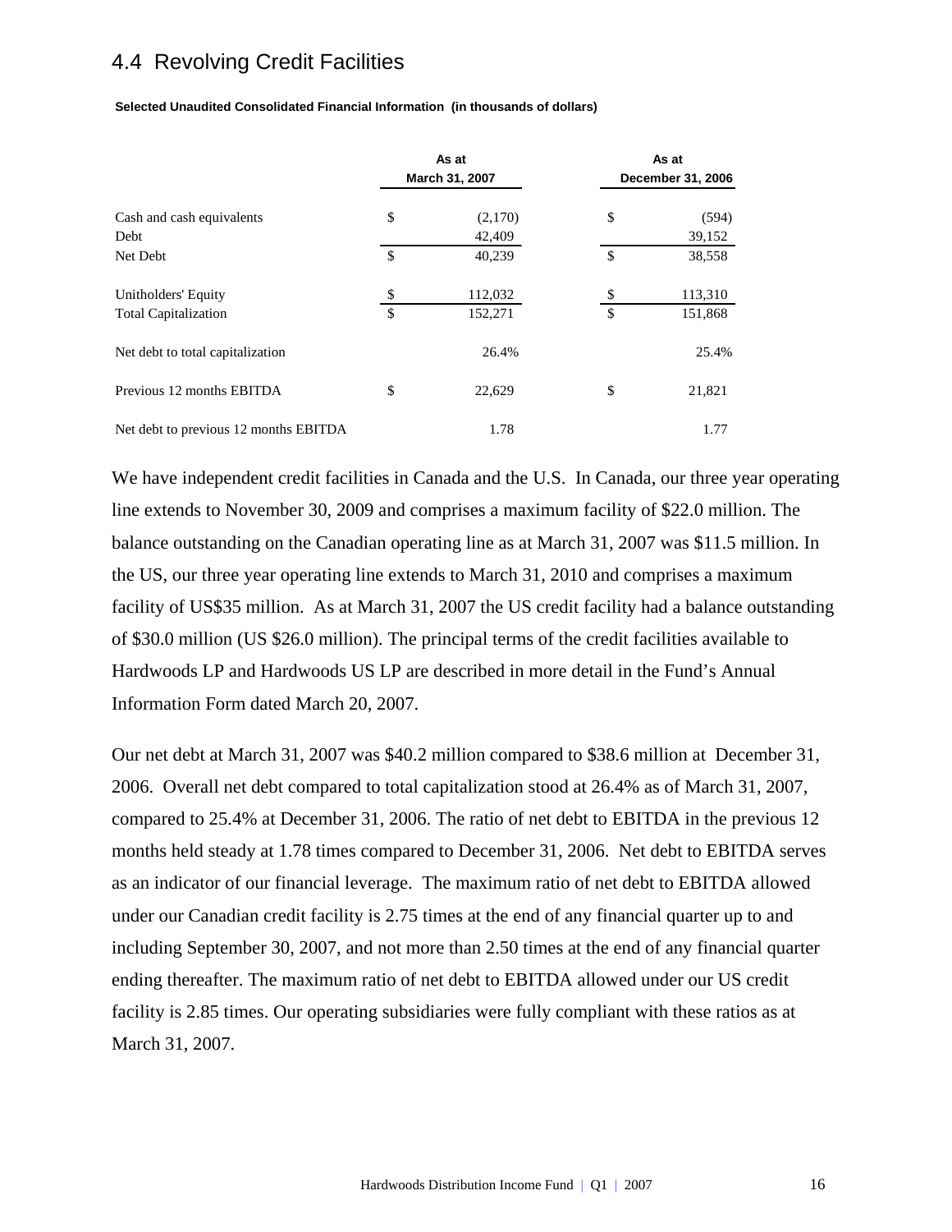## 4.4 Revolving Credit Facilities

**Selected Unaudited Consolidated Financial Information (in thousands of dollars)**

| | As at March 31, 2007 | | As at December 31, 2006 | |
|---|---|---|---|---|
| Cash and cash equivalents | $ | (2,170) | $ | (594) |
| Debt | | 42,409 | | 39,152 |
| Net Debt | $ | 40,239 | $ | 38,558 |
| Unitholders' Equity | $ | 112,032 | $ | 113,310 |
| Total Capitalization | $ | 152,271 | $ | 151,868 |
| Net debt to total capitalization | | 26.4% | | 25.4% |
| Previous 12 months EBITDA | $ | 22,629 | $ | 21,821 |
| Net debt to previous 12 months EBITDA | | 1.78 | | 1.77 |

We have independent credit facilities in Canada and the U.S. In Canada, our three year operating line extends to November 30, 2009 and comprises a maximum facility of $22.0 million. The balance outstanding on the Canadian operating line as at March 31, 2007 was $11.5 million. In the US, our three year operating line extends to March 31, 2010 and comprises a maximum facility of US$35 million. As at March 31, 2007 the US credit facility had a balance outstanding of $30.0 million (US $26.0 million). The principal terms of the credit facilities available to Hardwoods LP and Hardwoods US LP are described in more detail in the Fund's Annual Information Form dated March 20, 2007.

Our net debt at March 31, 2007 was $40.2 million compared to $38.6 million at December 31, 2006. Overall net debt compared to total capitalization stood at 26.4% as of March 31, 2007, compared to 25.4% at December 31, 2006. The ratio of net debt to EBITDA in the previous 12 months held steady at 1.78 times compared to December 31, 2006. Net debt to EBITDA serves as an indicator of our financial leverage. The maximum ratio of net debt to EBITDA allowed under our Canadian credit facility is 2.75 times at the end of any financial quarter up to and including September 30, 2007, and not more than 2.50 times at the end of any financial quarter ending thereafter. The maximum ratio of net debt to EBITDA allowed under our US credit facility is 2.85 times. Our operating subsidiaries were fully compliant with these ratios as at March 31, 2007.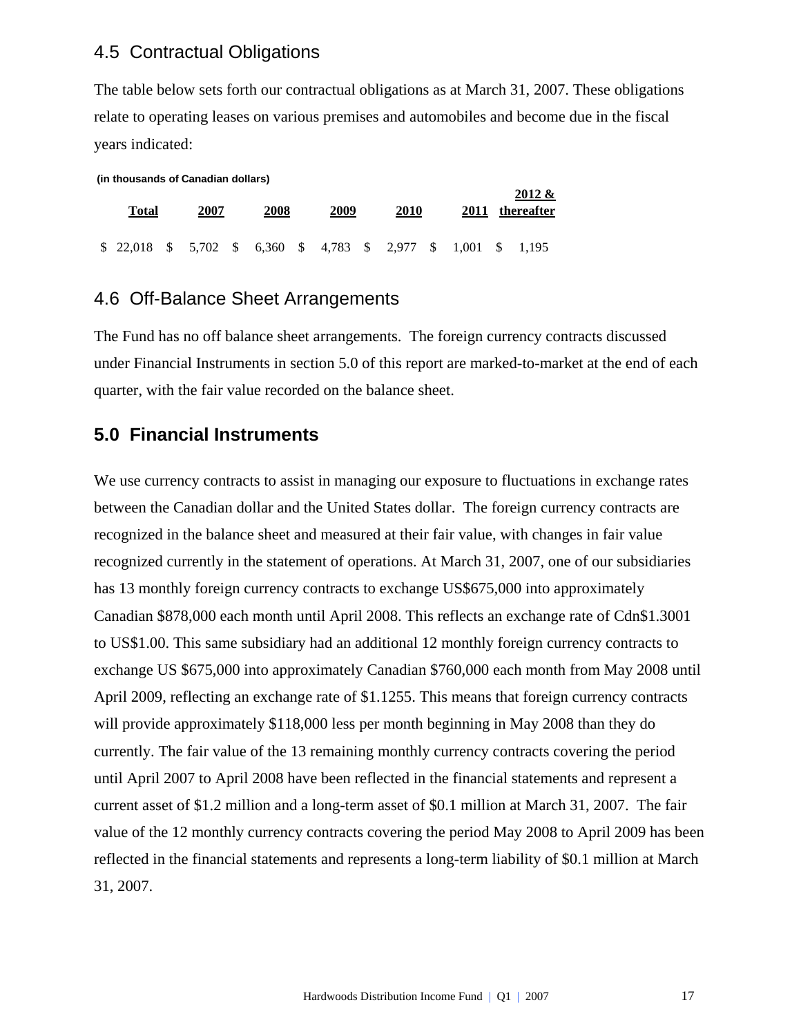## 4.5 Contractual Obligations

The table below sets forth our contractual obligations as at March 31, 2007. These obligations relate to operating leases on various premises and automobiles and become due in the fiscal years indicated:

**(in thousands of Canadian dollars)**

| Total | 2007 | 2008 | 2009 | 2010 | 2011 | 2012 & thereafter |
|---|---|---|---|---|---|---|
| $ 22,018 | $ 5,702 | $ 6,360 | $ 4,783 | $ 2,977 | $ 1,001 | $ 1,195 |

## 4.6 Off-Balance Sheet Arrangements

The Fund has no off balance sheet arrangements. The foreign currency contracts discussed under Financial Instruments in section 5.0 of this report are marked-to-market at the end of each quarter, with the fair value recorded on the balance sheet.

# 5.0 Financial Instruments

We use currency contracts to assist in managing our exposure to fluctuations in exchange rates between the Canadian dollar and the United States dollar. The foreign currency contracts are recognized in the balance sheet and measured at their fair value, with changes in fair value recognized currently in the statement of operations. At March 31, 2007, one of our subsidiaries has 13 monthly foreign currency contracts to exchange US$675,000 into approximately Canadian $878,000 each month until April 2008. This reflects an exchange rate of Cdn$1.3001 to US$1.00. This same subsidiary had an additional 12 monthly foreign currency contracts to exchange US $675,000 into approximately Canadian $760,000 each month from May 2008 until April 2009, reflecting an exchange rate of $1.1255. This means that foreign currency contracts will provide approximately $118,000 less per month beginning in May 2008 than they do currently. The fair value of the 13 remaining monthly currency contracts covering the period until April 2007 to April 2008 have been reflected in the financial statements and represent a current asset of $1.2 million and a long-term asset of $0.1 million at March 31, 2007. The fair value of the 12 monthly currency contracts covering the period May 2008 to April 2009 has been reflected in the financial statements and represents a long-term liability of $0.1 million at March 31, 2007.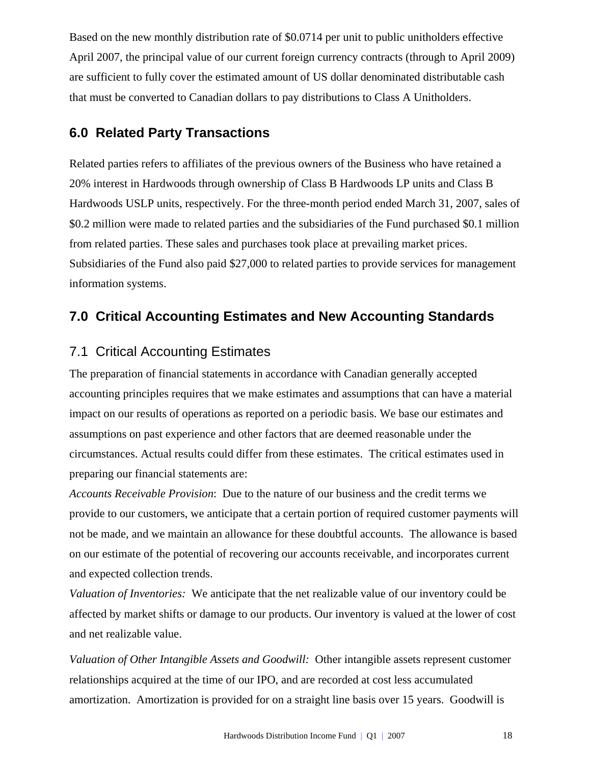Based on the new monthly distribution rate of $0.0714 per unit to public unitholders effective April 2007, the principal value of our current foreign currency contracts (through to April 2009) are sufficient to fully cover the estimated amount of US dollar denominated distributable cash that must be converted to Canadian dollars to pay distributions to Class A Unitholders.

## 6.0 Related Party Transactions

Related parties refers to affiliates of the previous owners of the Business who have retained a 20% interest in Hardwoods through ownership of Class B Hardwoods LP units and Class B Hardwoods USLP units, respectively. For the three-month period ended March 31, 2007, sales of $0.2 million were made to related parties and the subsidiaries of the Fund purchased $0.1 million from related parties. These sales and purchases took place at prevailing market prices. Subsidiaries of the Fund also paid $27,000 to related parties to provide services for management information systems.

## 7.0 Critical Accounting Estimates and New Accounting Standards

### 7.1 Critical Accounting Estimates

The preparation of financial statements in accordance with Canadian generally accepted accounting principles requires that we make estimates and assumptions that can have a material impact on our results of operations as reported on a periodic basis. We base our estimates and assumptions on past experience and other factors that are deemed reasonable under the circumstances. Actual results could differ from these estimates. The critical estimates used in preparing our financial statements are:

*Accounts Receivable Provision*: Due to the nature of our business and the credit terms we provide to our customers, we anticipate that a certain portion of required customer payments will not be made, and we maintain an allowance for these doubtful accounts. The allowance is based on our estimate of the potential of recovering our accounts receivable, and incorporates current and expected collection trends.

*Valuation of Inventories:* We anticipate that the net realizable value of our inventory could be affected by market shifts or damage to our products. Our inventory is valued at the lower of cost and net realizable value.

*Valuation of Other Intangible Assets and Goodwill:* Other intangible assets represent customer relationships acquired at the time of our IPO, and are recorded at cost less accumulated amortization. Amortization is provided for on a straight line basis over 15 years. Goodwill is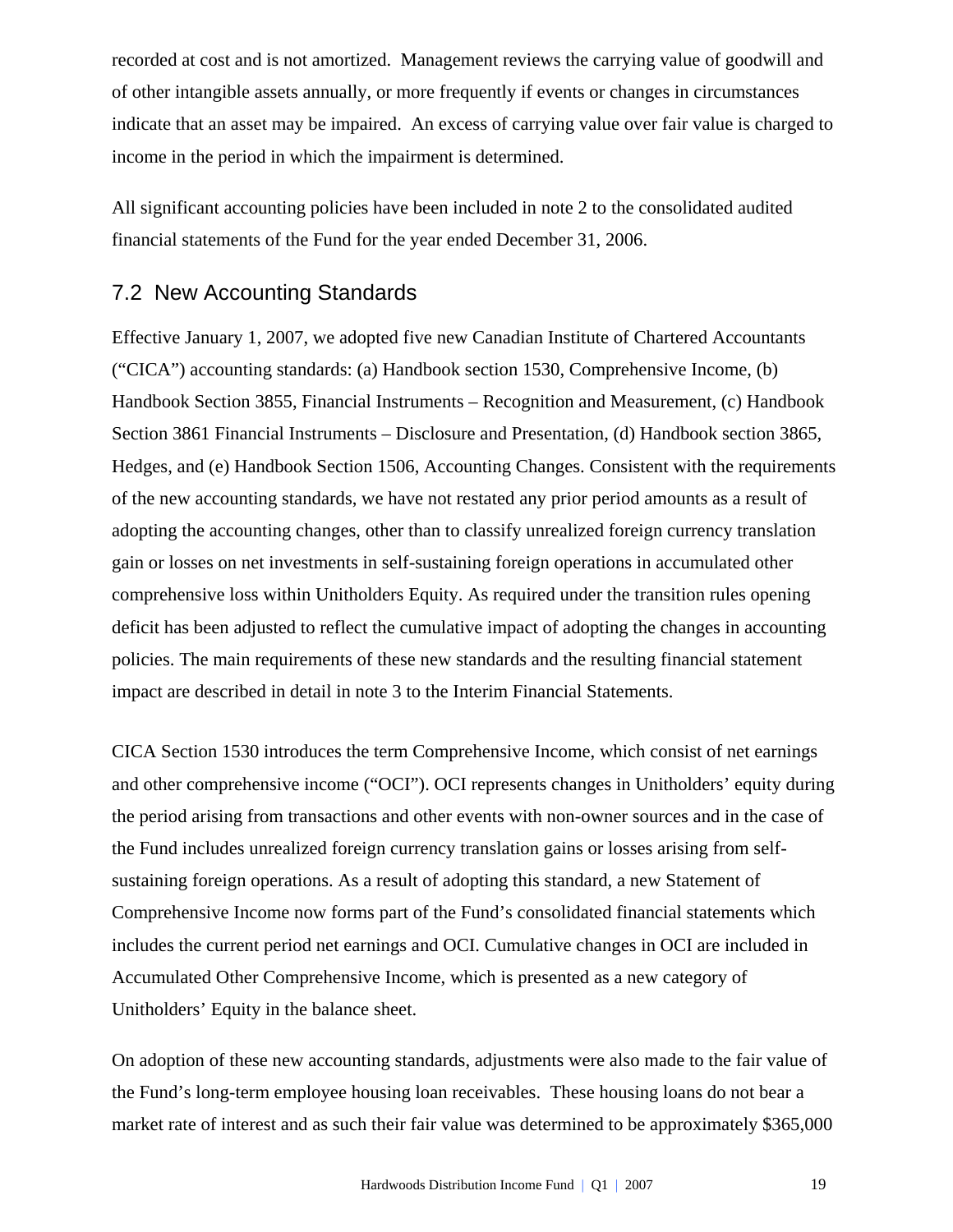recorded at cost and is not amortized. Management reviews the carrying value of goodwill and of other intangible assets annually, or more frequently if events or changes in circumstances indicate that an asset may be impaired. An excess of carrying value over fair value is charged to income in the period in which the impairment is determined.

All significant accounting policies have been included in note 2 to the consolidated audited financial statements of the Fund for the year ended December 31, 2006.

## 7.2 New Accounting Standards

Effective January 1, 2007, we adopted five new Canadian Institute of Chartered Accountants ("CICA") accounting standards: (a) Handbook section 1530, Comprehensive Income, (b) Handbook Section 3855, Financial Instruments – Recognition and Measurement, (c) Handbook Section 3861 Financial Instruments – Disclosure and Presentation, (d) Handbook section 3865, Hedges, and (e) Handbook Section 1506, Accounting Changes. Consistent with the requirements of the new accounting standards, we have not restated any prior period amounts as a result of adopting the accounting changes, other than to classify unrealized foreign currency translation gain or losses on net investments in self-sustaining foreign operations in accumulated other comprehensive loss within Unitholders Equity. As required under the transition rules opening deficit has been adjusted to reflect the cumulative impact of adopting the changes in accounting policies. The main requirements of these new standards and the resulting financial statement impact are described in detail in note 3 to the Interim Financial Statements.

CICA Section 1530 introduces the term Comprehensive Income, which consist of net earnings and other comprehensive income ("OCI"). OCI represents changes in Unitholders' equity during the period arising from transactions and other events with non-owner sources and in the case of the Fund includes unrealized foreign currency translation gains or losses arising from self-sustaining foreign operations. As a result of adopting this standard, a new Statement of Comprehensive Income now forms part of the Fund's consolidated financial statements which includes the current period net earnings and OCI. Cumulative changes in OCI are included in Accumulated Other Comprehensive Income, which is presented as a new category of Unitholders' Equity in the balance sheet.

On adoption of these new accounting standards, adjustments were also made to the fair value of the Fund's long-term employee housing loan receivables. These housing loans do not bear a market rate of interest and as such their fair value was determined to be approximately $365,000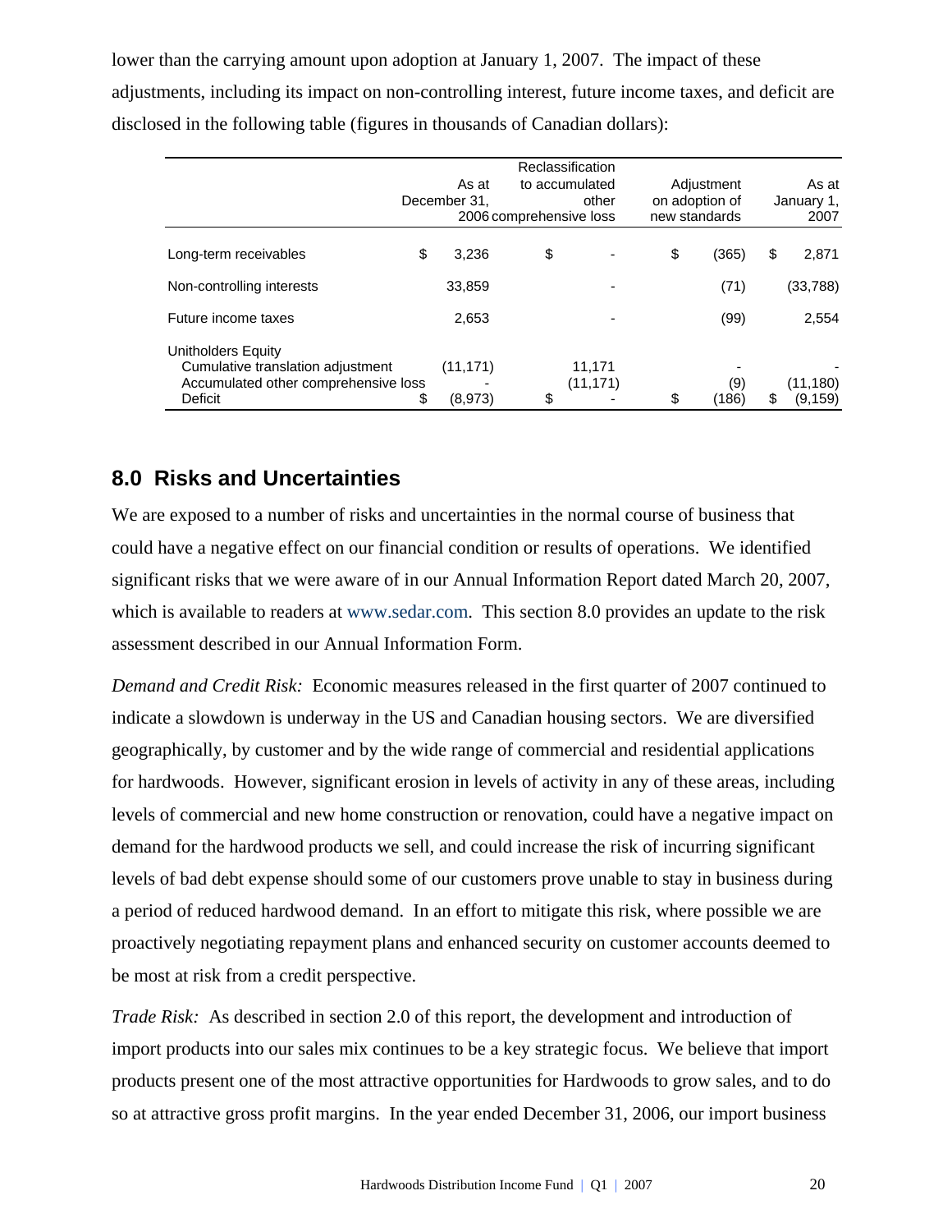lower than the carrying amount upon adoption at January 1, 2007. The impact of these adjustments, including its impact on non-controlling interest, future income taxes, and deficit are disclosed in the following table (figures in thousands of Canadian dollars):

| | As at December 31, 2006 | Reclassification to accumulated other comprehensive loss | Adjustment on adoption of new standards | As at January 1, 2007 |
|---|---|---|---|---|
| Long-term receivables | $ 3,236 | $ - | $ (365) | $ 2,871 |
| Non-controlling interests | 33,859 | - | (71) | (33,788) |
| Future income taxes | 2,653 | - | (99) | 2,554 |
| Unitholders Equity | | | | |
| Cumulative translation adjustment | (11,171) | 11,171 | - | - |
| Accumulated other comprehensive loss | - | (11,171) | (9) | (11,180) |
| Deficit | $ (8,973) | $ - | $ (186) | $ (9,159) |

## 8.0 Risks and Uncertainties

We are exposed to a number of risks and uncertainties in the normal course of business that could have a negative effect on our financial condition or results of operations. We identified significant risks that we were aware of in our Annual Information Report dated March 20, 2007, which is available to readers at www.sedar.com. This section 8.0 provides an update to the risk assessment described in our Annual Information Form.

*Demand and Credit Risk:* Economic measures released in the first quarter of 2007 continued to indicate a slowdown is underway in the US and Canadian housing sectors. We are diversified geographically, by customer and by the wide range of commercial and residential applications for hardwoods. However, significant erosion in levels of activity in any of these areas, including levels of commercial and new home construction or renovation, could have a negative impact on demand for the hardwood products we sell, and could increase the risk of incurring significant levels of bad debt expense should some of our customers prove unable to stay in business during a period of reduced hardwood demand. In an effort to mitigate this risk, where possible we are proactively negotiating repayment plans and enhanced security on customer accounts deemed to be most at risk from a credit perspective.

*Trade Risk:* As described in section 2.0 of this report, the development and introduction of import products into our sales mix continues to be a key strategic focus. We believe that import products present one of the most attractive opportunities for Hardwoods to grow sales, and to do so at attractive gross profit margins. In the year ended December 31, 2006, our import business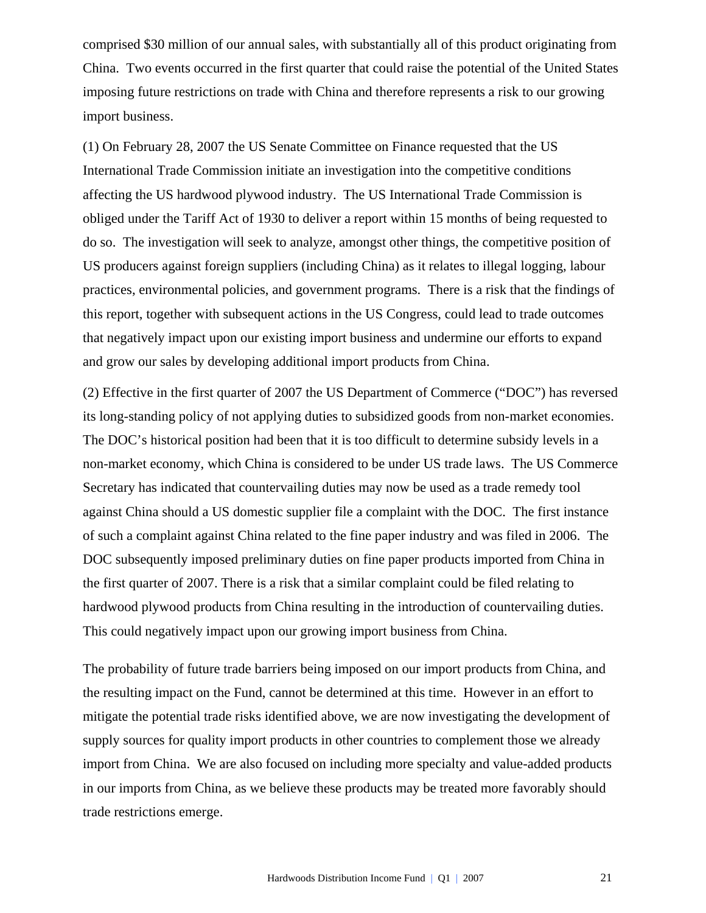comprised $30 million of our annual sales, with substantially all of this product originating from China. Two events occurred in the first quarter that could raise the potential of the United States imposing future restrictions on trade with China and therefore represents a risk to our growing import business.

(1) On February 28, 2007 the US Senate Committee on Finance requested that the US International Trade Commission initiate an investigation into the competitive conditions affecting the US hardwood plywood industry. The US International Trade Commission is obliged under the Tariff Act of 1930 to deliver a report within 15 months of being requested to do so. The investigation will seek to analyze, amongst other things, the competitive position of US producers against foreign suppliers (including China) as it relates to illegal logging, labour practices, environmental policies, and government programs. There is a risk that the findings of this report, together with subsequent actions in the US Congress, could lead to trade outcomes that negatively impact upon our existing import business and undermine our efforts to expand and grow our sales by developing additional import products from China.

(2) Effective in the first quarter of 2007 the US Department of Commerce ("DOC") has reversed its long-standing policy of not applying duties to subsidized goods from non-market economies. The DOC's historical position had been that it is too difficult to determine subsidy levels in a non-market economy, which China is considered to be under US trade laws. The US Commerce Secretary has indicated that countervailing duties may now be used as a trade remedy tool against China should a US domestic supplier file a complaint with the DOC. The first instance of such a complaint against China related to the fine paper industry and was filed in 2006. The DOC subsequently imposed preliminary duties on fine paper products imported from China in the first quarter of 2007. There is a risk that a similar complaint could be filed relating to hardwood plywood products from China resulting in the introduction of countervailing duties. This could negatively impact upon our growing import business from China.

The probability of future trade barriers being imposed on our import products from China, and the resulting impact on the Fund, cannot be determined at this time. However in an effort to mitigate the potential trade risks identified above, we are now investigating the development of supply sources for quality import products in other countries to complement those we already import from China. We are also focused on including more specialty and value-added products in our imports from China, as we believe these products may be treated more favorably should trade restrictions emerge.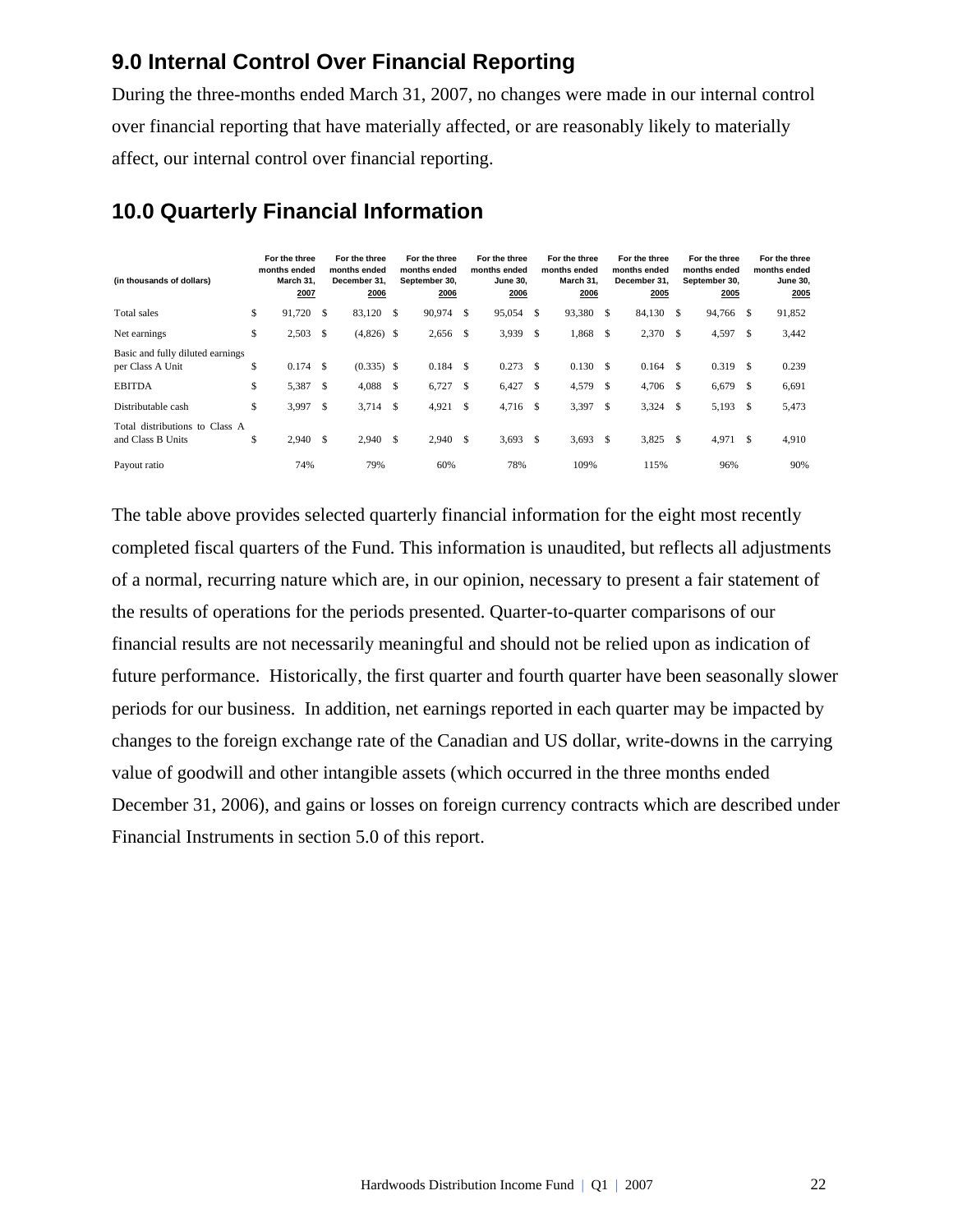## 9.0 Internal Control Over Financial Reporting

During the three-months ended March 31, 2007, no changes were made in our internal control over financial reporting that have materially affected, or are reasonably likely to materially affect, our internal control over financial reporting.

## 10.0 Quarterly Financial Information

| (in thousands of dollars) | For the three months ended March 31, 2007 | For the three months ended December 31, 2006 | For the three months ended September 30, 2006 | For the three months ended June 30, 2006 | For the three months ended March 31, 2006 | For the three months ended December 31, 2005 | For the three months ended September 30, 2005 | For the three months ended June 30, 2005 |
|---|---|---|---|---|---|---|---|---|
| Total sales | $ 91,720 | $ 83,120 | $ 90,974 | $ 95,054 | $ 93,380 | $ 84,130 | $ 94,766 | $ 91,852 |
| Net earnings | $ 2,503 | $ (4,826) | $ 2,656 | $ 3,939 | $ 1,868 | $ 2,370 | $ 4,597 | $ 3,442 |
| Basic and fully diluted earnings per Class A Unit | $ 0.174 | $ (0.335) | $ 0.184 | $ 0.273 | $ 0.130 | $ 0.164 | $ 0.319 | $ 0.239 |
| EBITDA | $ 5,387 | $ 4,088 | $ 6,727 | $ 6,427 | $ 4,579 | $ 4,706 | $ 6,679 | $ 6,691 |
| Distributable cash | $ 3,997 | $ 3,714 | $ 4,921 | $ 4,716 | $ 3,397 | $ 3,324 | $ 5,193 | $ 5,473 |
| Total distributions to Class A and Class B Units | $ 2,940 | $ 2,940 | $ 2,940 | $ 3,693 | $ 3,693 | $ 3,825 | $ 4,971 | $ 4,910 |
| Payout ratio | 74% | 79% | 60% | 78% | 109% | 115% | 96% | 90% |

The table above provides selected quarterly financial information for the eight most recently completed fiscal quarters of the Fund. This information is unaudited, but reflects all adjustments of a normal, recurring nature which are, in our opinion, necessary to present a fair statement of the results of operations for the periods presented. Quarter-to-quarter comparisons of our financial results are not necessarily meaningful and should not be relied upon as indication of future performance. Historically, the first quarter and fourth quarter have been seasonally slower periods for our business. In addition, net earnings reported in each quarter may be impacted by changes to the foreign exchange rate of the Canadian and US dollar, write-downs in the carrying value of goodwill and other intangible assets (which occurred in the three months ended December 31, 2006), and gains or losses on foreign currency contracts which are described under Financial Instruments in section 5.0 of this report.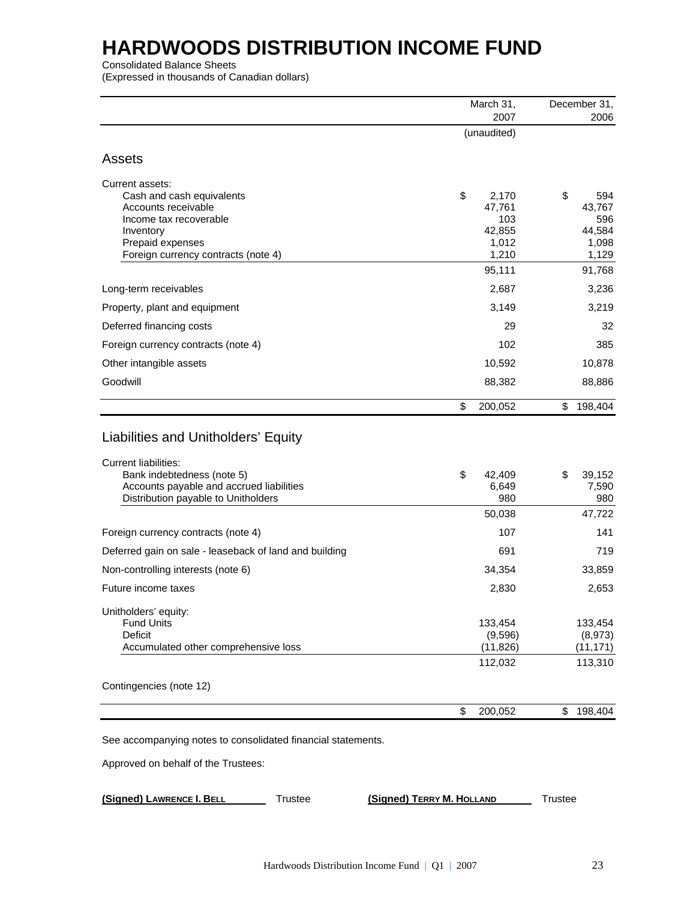# HARDWOODS DISTRIBUTION INCOME FUND

Consolidated Balance Sheets
(Expressed in thousands of Canadian dollars)

| | March 31, 2007 | December 31, 2006 |
|---|---|---|
| | (unaudited) | |
| **Assets** | | |
| Current assets: | | |
| Cash and cash equivalents | $ 2,170 | $ 594 |
| Accounts receivable | 47,761 | 43,767 |
| Income tax recoverable | 103 | 596 |
| Inventory | 42,855 | 44,584 |
| Prepaid expenses | 1,012 | 1,098 |
| Foreign currency contracts (note 4) | 1,210 | 1,129 |
| | 95,111 | 91,768 |
| Long-term receivables | 2,687 | 3,236 |
| Property, plant and equipment | 3,149 | 3,219 |
| Deferred financing costs | 29 | 32 |
| Foreign currency contracts (note 4) | 102 | 385 |
| Other intangible assets | 10,592 | 10,878 |
| Goodwill | 88,382 | 88,886 |
| | $ 200,052 | $ 198,404 |
| **Liabilities and Unitholders' Equity** | | |
| Current liabilities: | | |
| Bank indebtedness (note 5) | $ 42,409 | $ 39,152 |
| Accounts payable and accrued liabilities | 6,649 | 7,590 |
| Distribution payable to Unitholders | 980 | 980 |
| | 50,038 | 47,722 |
| Foreign currency contracts (note 4) | 107 | 141 |
| Deferred gain on sale - leaseback of land and building | 691 | 719 |
| Non-controlling interests (note 6) | 34,354 | 33,859 |
| Future income taxes | 2,830 | 2,653 |
| Unitholders' equity: | | |
| Fund Units | 133,454 | 133,454 |
| Deficit | (9,596) | (8,973) |
| Accumulated other comprehensive loss | (11,826) | (11,171) |
| | 112,032 | 113,310 |
| Contingencies (note 12) | | |
| | $ 200,052 | $ 198,404 |

See accompanying notes to consolidated financial statements.

Approved on behalf of the Trustees:

**(Signed) LAWRENCE I. BELL** Trustee    **(Signed) TERRY M. HOLLAND** Trustee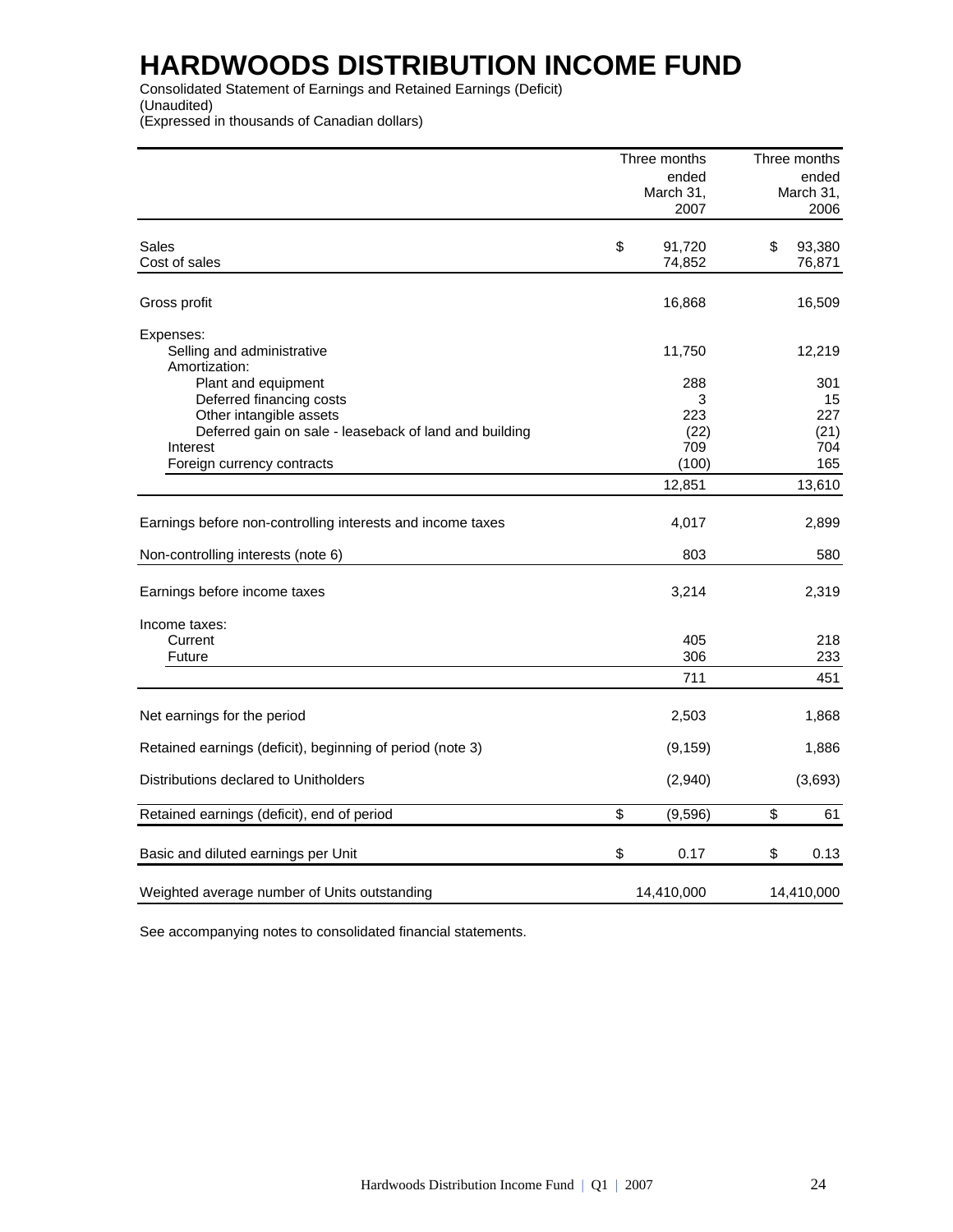# HARDWOODS DISTRIBUTION INCOME FUND

Consolidated Statement of Earnings and Retained Earnings (Deficit)
(Unaudited)
(Expressed in thousands of Canadian dollars)

| | Three months ended March 31, 2007 | Three months ended March 31, 2006 |
|---|---|---|
| Sales | $ 91,720 | $ 93,380 |
| Cost of sales | 74,852 | 76,871 |
| Gross profit | 16,868 | 16,509 |
| Expenses: | | |
| Selling and administrative | 11,750 | 12,219 |
| Amortization: | | |
| Plant and equipment | 288 | 301 |
| Deferred financing costs | 3 | 15 |
| Other intangible assets | 223 | 227 |
| Deferred gain on sale - leaseback of land and building | (22) | (21) |
| Interest | 709 | 704 |
| Foreign currency contracts | (100) | 165 |
| | 12,851 | 13,610 |
| Earnings before non-controlling interests and income taxes | 4,017 | 2,899 |
| Non-controlling interests (note 6) | 803 | 580 |
| Earnings before income taxes | 3,214 | 2,319 |
| Income taxes: | | |
| Current | 405 | 218 |
| Future | 306 | 233 |
| | 711 | 451 |
| Net earnings for the period | 2,503 | 1,868 |
| Retained earnings (deficit), beginning of period (note 3) | (9,159) | 1,886 |
| Distributions declared to Unitholders | (2,940) | (3,693) |
| Retained earnings (deficit), end of period | $ (9,596) | $ 61 |
| Basic and diluted earnings per Unit | $ 0.17 | $ 0.13 |
| Weighted average number of Units outstanding | 14,410,000 | 14,410,000 |

See accompanying notes to consolidated financial statements.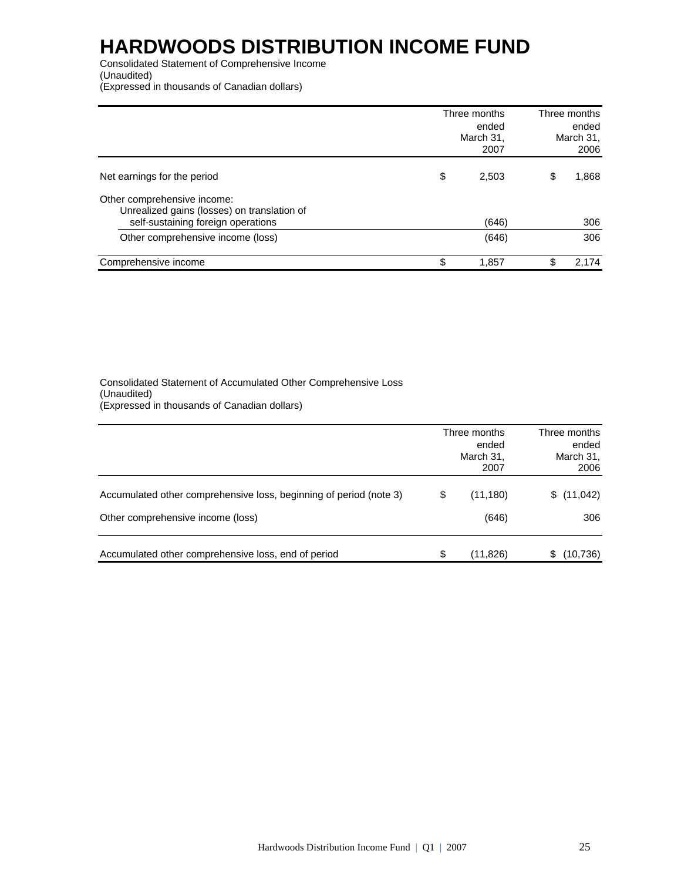# HARDWOODS DISTRIBUTION INCOME FUND

Consolidated Statement of Comprehensive Income
(Unaudited)
(Expressed in thousands of Canadian dollars)

| | Three months ended March 31, 2007 | Three months ended March 31, 2006 |
|---|---|---|
| Net earnings for the period | $ 2,503 | $ 1,868 |
| Other comprehensive income: | | |
| Unrealized gains (losses) on translation of self-sustaining foreign operations | (646) | 306 |
| Other comprehensive income (loss) | (646) | 306 |
| Comprehensive income | $ 1,857 | $ 2,174 |

Consolidated Statement of Accumulated Other Comprehensive Loss
(Unaudited)
(Expressed in thousands of Canadian dollars)

| | Three months ended March 31, 2007 | Three months ended March 31, 2006 |
|---|---|---|
| Accumulated other comprehensive loss, beginning of period (note 3) | $ (11,180) | $ (11,042) |
| Other comprehensive income (loss) | (646) | 306 |
| Accumulated other comprehensive loss, end of period | $ (11,826) | $ (10,736) |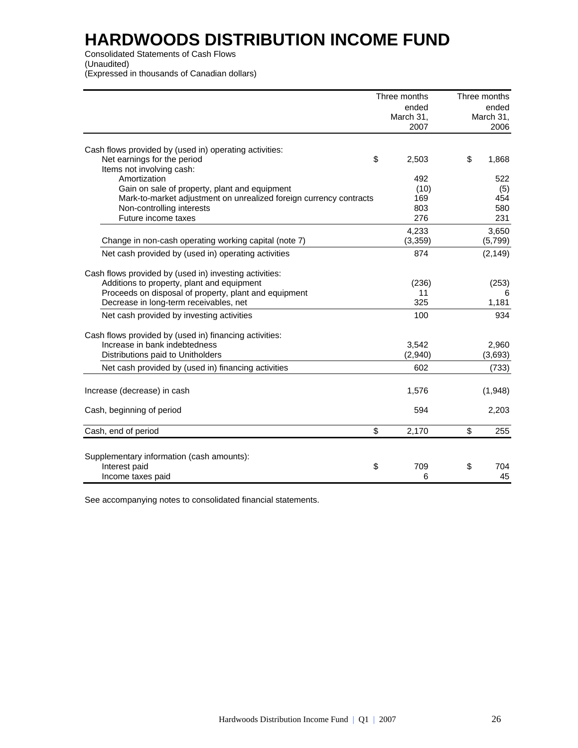# HARDWOODS DISTRIBUTION INCOME FUND

Consolidated Statements of Cash Flows
(Unaudited)
(Expressed in thousands of Canadian dollars)

| | Three months ended March 31, 2007 | Three months ended March 31, 2006 |
|---|---|---|
| Cash flows provided by (used in) operating activities: | | |
| Net earnings for the period | $ 2,503 | $ 1,868 |
| Items not involving cash: | | |
| Amortization | 492 | 522 |
| Gain on sale of property, plant and equipment | (10) | (5) |
| Mark-to-market adjustment on unrealized foreign currency contracts | 169 | 454 |
| Non-controlling interests | 803 | 580 |
| Future income taxes | 276 | 231 |
| | 4,233 | 3,650 |
| Change in non-cash operating working capital (note 7) | (3,359) | (5,799) |
| Net cash provided by (used in) operating activities | 874 | (2,149) |
| Cash flows provided by (used in) investing activities: | | |
| Additions to property, plant and equipment | (236) | (253) |
| Proceeds on disposal of property, plant and equipment | 11 | 6 |
| Decrease in long-term receivables, net | 325 | 1,181 |
| Net cash provided by investing activities | 100 | 934 |
| Cash flows provided by (used in) financing activities: | | |
| Increase in bank indebtedness | 3,542 | 2,960 |
| Distributions paid to Unitholders | (2,940) | (3,693) |
| Net cash provided by (used in) financing activities | 602 | (733) |
| Increase (decrease) in cash | 1,576 | (1,948) |
| Cash, beginning of period | 594 | 2,203 |
| Cash, end of period | $ 2,170 | $ 255 |
| Supplementary information (cash amounts): | | |
| Interest paid | $ 709 | $ 704 |
| Income taxes paid | 6 | 45 |

See accompanying notes to consolidated financial statements.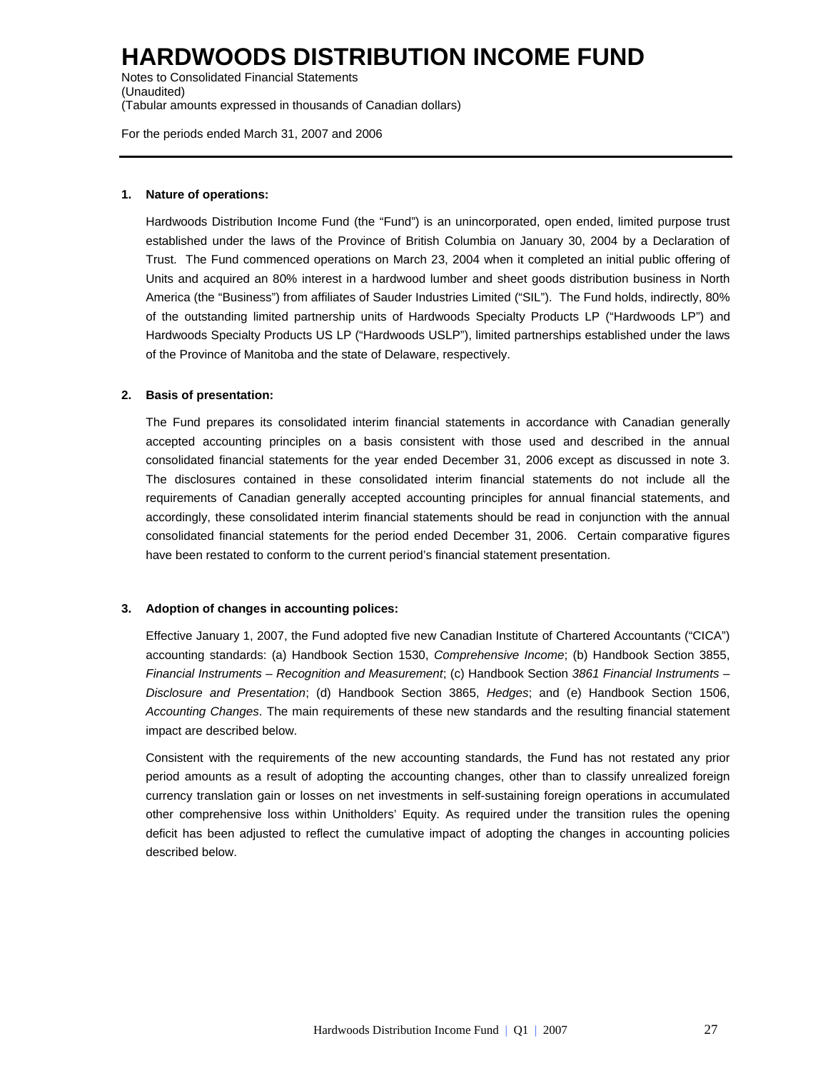# HARDWOODS DISTRIBUTION INCOME FUND

Notes to Consolidated Financial Statements
(Unaudited)
(Tabular amounts expressed in thousands of Canadian dollars)

For the periods ended March 31, 2007 and 2006

**1. Nature of operations:**

Hardwoods Distribution Income Fund (the "Fund") is an unincorporated, open ended, limited purpose trust established under the laws of the Province of British Columbia on January 30, 2004 by a Declaration of Trust. The Fund commenced operations on March 23, 2004 when it completed an initial public offering of Units and acquired an 80% interest in a hardwood lumber and sheet goods distribution business in North America (the "Business") from affiliates of Sauder Industries Limited ("SIL"). The Fund holds, indirectly, 80% of the outstanding limited partnership units of Hardwoods Specialty Products LP ("Hardwoods LP") and Hardwoods Specialty Products US LP ("Hardwoods USLP"), limited partnerships established under the laws of the Province of Manitoba and the state of Delaware, respectively.

**2. Basis of presentation:**

The Fund prepares its consolidated interim financial statements in accordance with Canadian generally accepted accounting principles on a basis consistent with those used and described in the annual consolidated financial statements for the year ended December 31, 2006 except as discussed in note 3. The disclosures contained in these consolidated interim financial statements do not include all the requirements of Canadian generally accepted accounting principles for annual financial statements, and accordingly, these consolidated interim financial statements should be read in conjunction with the annual consolidated financial statements for the period ended December 31, 2006. Certain comparative figures have been restated to conform to the current period's financial statement presentation.

**3. Adoption of changes in accounting polices:**

Effective January 1, 2007, the Fund adopted five new Canadian Institute of Chartered Accountants ("CICA") accounting standards: (a) Handbook Section 1530, *Comprehensive Income*; (b) Handbook Section 3855, *Financial Instruments – Recognition and Measurement*; (c) Handbook Section *3861 Financial Instruments – Disclosure and Presentation*; (d) Handbook Section 3865, *Hedges*; and (e) Handbook Section 1506, *Accounting Changes*. The main requirements of these new standards and the resulting financial statement impact are described below.

Consistent with the requirements of the new accounting standards, the Fund has not restated any prior period amounts as a result of adopting the accounting changes, other than to classify unrealized foreign currency translation gain or losses on net investments in self-sustaining foreign operations in accumulated other comprehensive loss within Unitholders' Equity. As required under the transition rules the opening deficit has been adjusted to reflect the cumulative impact of adopting the changes in accounting policies described below.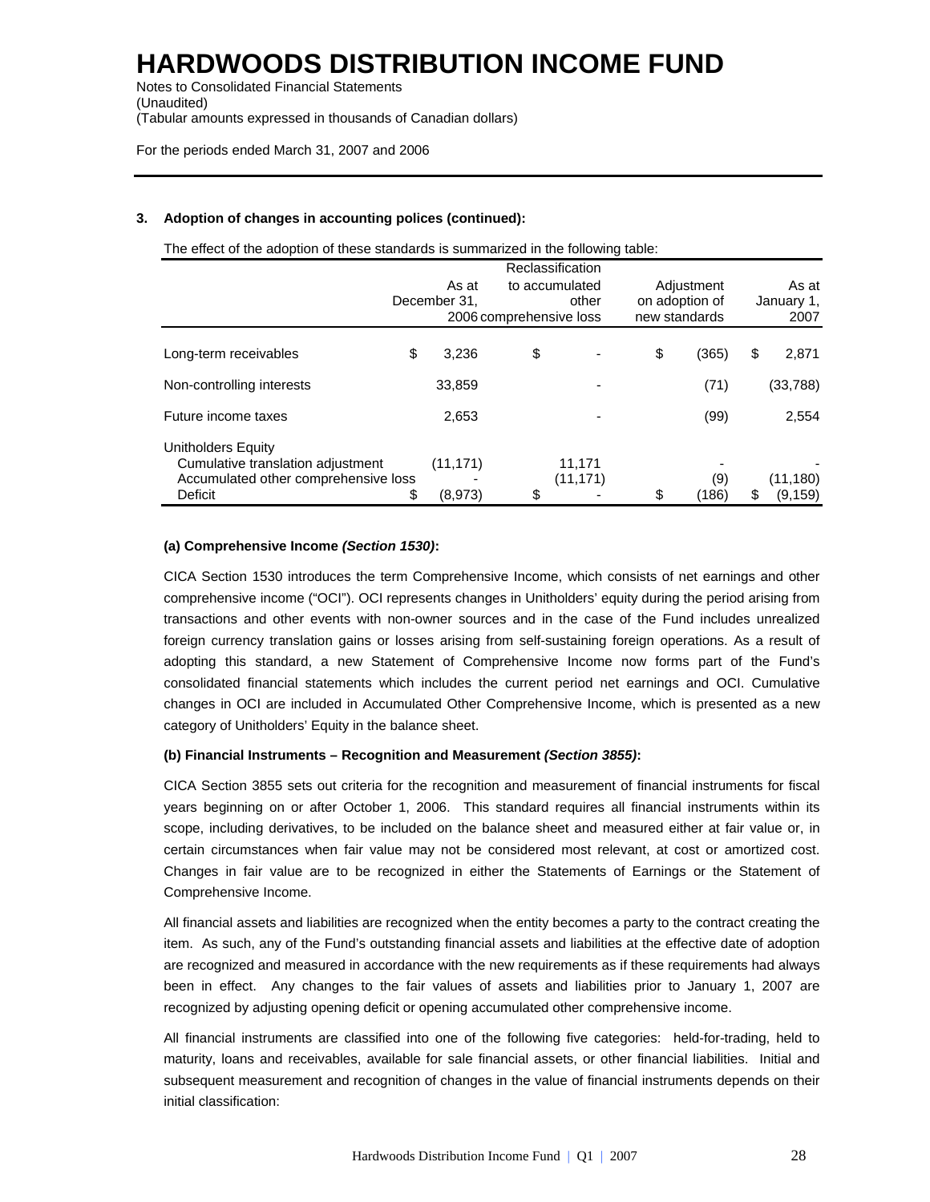# HARDWOODS DISTRIBUTION INCOME FUND

Notes to Consolidated Financial Statements
(Unaudited)
(Tabular amounts expressed in thousands of Canadian dollars)

For the periods ended March 31, 2007 and 2006

**3. Adoption of changes in accounting polices (continued):**

The effect of the adoption of these standards is summarized in the following table:

| | As at December 31, 2006 | Reclassification to accumulated other comprehensive loss | Adjustment on adoption of new standards | As at January 1, 2007 |
|---|---|---|---|---|
| Long-term receivables | $ 3,236 | $ - | $ (365) | $ 2,871 |
| Non-controlling interests | 33,859 | - | (71) | (33,788) |
| Future income taxes | 2,653 | - | (99) | 2,554 |
| Unitholders Equity | | | | |
| Cumulative translation adjustment | (11,171) | 11,171 | - | - |
| Accumulated other comprehensive loss | - | (11,171) | (9) | (11,180) |
| Deficit | $ (8,973) | $ - | $ (186) | $ (9,159) |

**(a) Comprehensive Income *(Section 1530)*:**

CICA Section 1530 introduces the term Comprehensive Income, which consists of net earnings and other comprehensive income ("OCI"). OCI represents changes in Unitholders' equity during the period arising from transactions and other events with non-owner sources and in the case of the Fund includes unrealized foreign currency translation gains or losses arising from self-sustaining foreign operations. As a result of adopting this standard, a new Statement of Comprehensive Income now forms part of the Fund's consolidated financial statements which includes the current period net earnings and OCI. Cumulative changes in OCI are included in Accumulated Other Comprehensive Income, which is presented as a new category of Unitholders' Equity in the balance sheet.

**(b) Financial Instruments – Recognition and Measurement *(Section 3855)*:**

CICA Section 3855 sets out criteria for the recognition and measurement of financial instruments for fiscal years beginning on or after October 1, 2006. This standard requires all financial instruments within its scope, including derivatives, to be included on the balance sheet and measured either at fair value or, in certain circumstances when fair value may not be considered most relevant, at cost or amortized cost. Changes in fair value are to be recognized in either the Statements of Earnings or the Statement of Comprehensive Income.

All financial assets and liabilities are recognized when the entity becomes a party to the contract creating the item. As such, any of the Fund's outstanding financial assets and liabilities at the effective date of adoption are recognized and measured in accordance with the new requirements as if these requirements had always been in effect. Any changes to the fair values of assets and liabilities prior to January 1, 2007 are recognized by adjusting opening deficit or opening accumulated other comprehensive income.

All financial instruments are classified into one of the following five categories: held-for-trading, held to maturity, loans and receivables, available for sale financial assets, or other financial liabilities. Initial and subsequent measurement and recognition of changes in the value of financial instruments depends on their initial classification: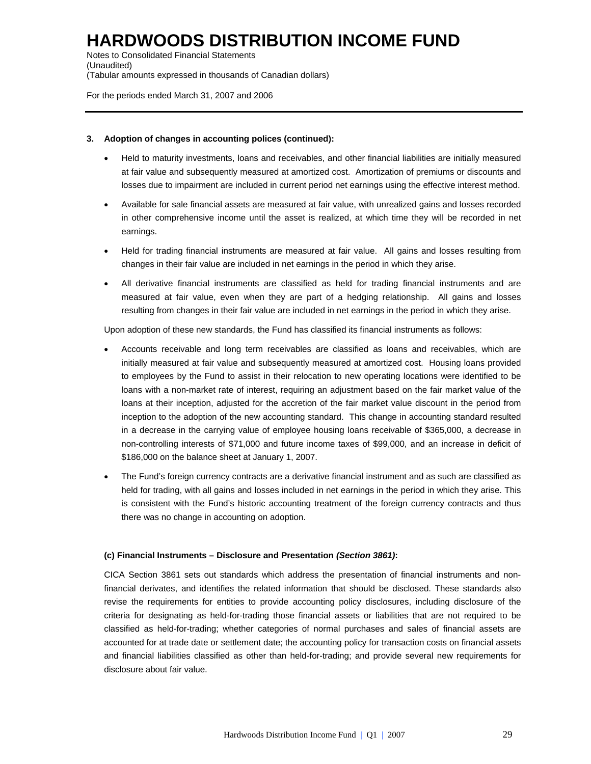# HARDWOODS DISTRIBUTION INCOME FUND

Notes to Consolidated Financial Statements
(Unaudited)
(Tabular amounts expressed in thousands of Canadian dollars)

For the periods ended March 31, 2007 and 2006

**3. Adoption of changes in accounting polices (continued):**

- Held to maturity investments, loans and receivables, and other financial liabilities are initially measured at fair value and subsequently measured at amortized cost. Amortization of premiums or discounts and losses due to impairment are included in current period net earnings using the effective interest method.
- Available for sale financial assets are measured at fair value, with unrealized gains and losses recorded in other comprehensive income until the asset is realized, at which time they will be recorded in net earnings.
- Held for trading financial instruments are measured at fair value. All gains and losses resulting from changes in their fair value are included in net earnings in the period in which they arise.
- All derivative financial instruments are classified as held for trading financial instruments and are measured at fair value, even when they are part of a hedging relationship. All gains and losses resulting from changes in their fair value are included in net earnings in the period in which they arise.

Upon adoption of these new standards, the Fund has classified its financial instruments as follows:

- Accounts receivable and long term receivables are classified as loans and receivables, which are initially measured at fair value and subsequently measured at amortized cost. Housing loans provided to employees by the Fund to assist in their relocation to new operating locations were identified to be loans with a non-market rate of interest, requiring an adjustment based on the fair market value of the loans at their inception, adjusted for the accretion of the fair market value discount in the period from inception to the adoption of the new accounting standard. This change in accounting standard resulted in a decrease in the carrying value of employee housing loans receivable of $365,000, a decrease in non-controlling interests of $71,000 and future income taxes of $99,000, and an increase in deficit of $186,000 on the balance sheet at January 1, 2007.
- The Fund's foreign currency contracts are a derivative financial instrument and as such are classified as held for trading, with all gains and losses included in net earnings in the period in which they arise. This is consistent with the Fund's historic accounting treatment of the foreign currency contracts and thus there was no change in accounting on adoption.

**(c) Financial Instruments – Disclosure and Presentation *(Section 3861)*:**

CICA Section 3861 sets out standards which address the presentation of financial instruments and non-financial derivates, and identifies the related information that should be disclosed. These standards also revise the requirements for entities to provide accounting policy disclosures, including disclosure of the criteria for designating as held-for-trading those financial assets or liabilities that are not required to be classified as held-for-trading; whether categories of normal purchases and sales of financial assets are accounted for at trade date or settlement date; the accounting policy for transaction costs on financial assets and financial liabilities classified as other than held-for-trading; and provide several new requirements for disclosure about fair value.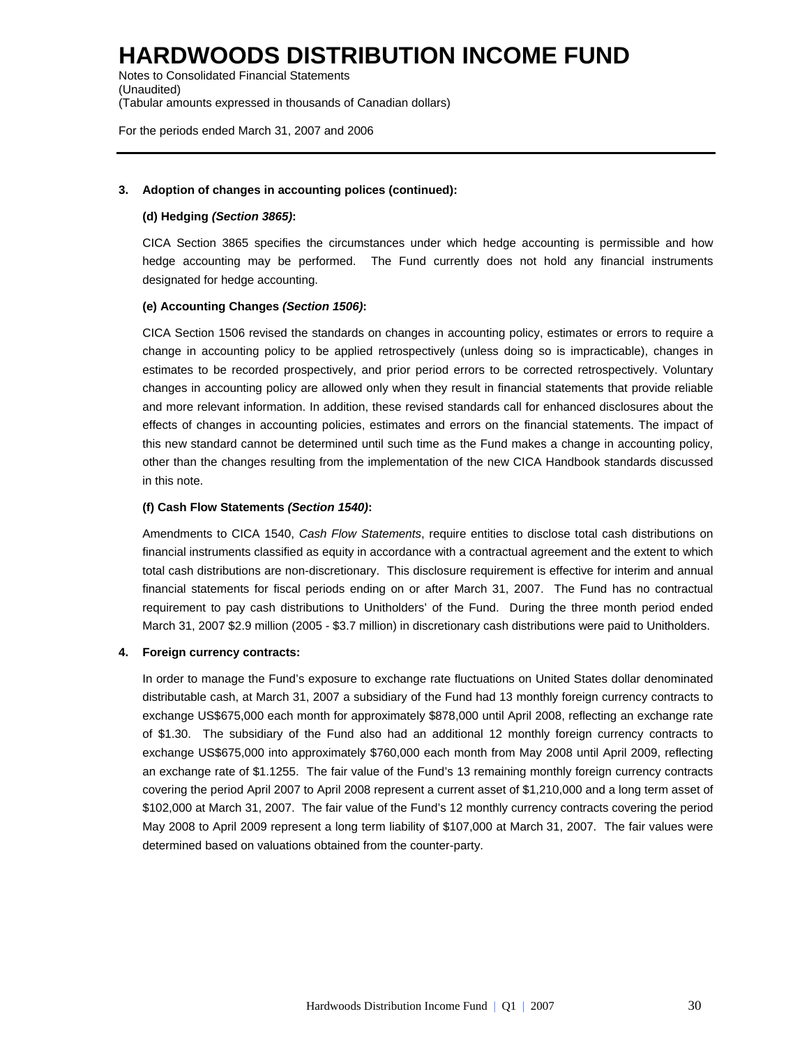# HARDWOODS DISTRIBUTION INCOME FUND

Notes to Consolidated Financial Statements
(Unaudited)
(Tabular amounts expressed in thousands of Canadian dollars)

For the periods ended March 31, 2007 and 2006

**3. Adoption of changes in accounting polices (continued):**

**(d) Hedging *(Section 3865)*:**

CICA Section 3865 specifies the circumstances under which hedge accounting is permissible and how hedge accounting may be performed. The Fund currently does not hold any financial instruments designated for hedge accounting.

**(e) Accounting Changes *(Section 1506)*:**

CICA Section 1506 revised the standards on changes in accounting policy, estimates or errors to require a change in accounting policy to be applied retrospectively (unless doing so is impracticable), changes in estimates to be recorded prospectively, and prior period errors to be corrected retrospectively. Voluntary changes in accounting policy are allowed only when they result in financial statements that provide reliable and more relevant information. In addition, these revised standards call for enhanced disclosures about the effects of changes in accounting policies, estimates and errors on the financial statements. The impact of this new standard cannot be determined until such time as the Fund makes a change in accounting policy, other than the changes resulting from the implementation of the new CICA Handbook standards discussed in this note.

**(f) Cash Flow Statements *(Section 1540)*:**

Amendments to CICA 1540, *Cash Flow Statements*, require entities to disclose total cash distributions on financial instruments classified as equity in accordance with a contractual agreement and the extent to which total cash distributions are non-discretionary. This disclosure requirement is effective for interim and annual financial statements for fiscal periods ending on or after March 31, 2007. The Fund has no contractual requirement to pay cash distributions to Unitholders' of the Fund. During the three month period ended March 31, 2007 $2.9 million (2005 - $3.7 million) in discretionary cash distributions were paid to Unitholders.

**4. Foreign currency contracts:**

In order to manage the Fund's exposure to exchange rate fluctuations on United States dollar denominated distributable cash, at March 31, 2007 a subsidiary of the Fund had 13 monthly foreign currency contracts to exchange US$675,000 each month for approximately $878,000 until April 2008, reflecting an exchange rate of $1.30. The subsidiary of the Fund also had an additional 12 monthly foreign currency contracts to exchange US$675,000 into approximately $760,000 each month from May 2008 until April 2009, reflecting an exchange rate of $1.1255. The fair value of the Fund's 13 remaining monthly foreign currency contracts covering the period April 2007 to April 2008 represent a current asset of $1,210,000 and a long term asset of $102,000 at March 31, 2007. The fair value of the Fund's 12 monthly currency contracts covering the period May 2008 to April 2009 represent a long term liability of $107,000 at March 31, 2007. The fair values were determined based on valuations obtained from the counter-party.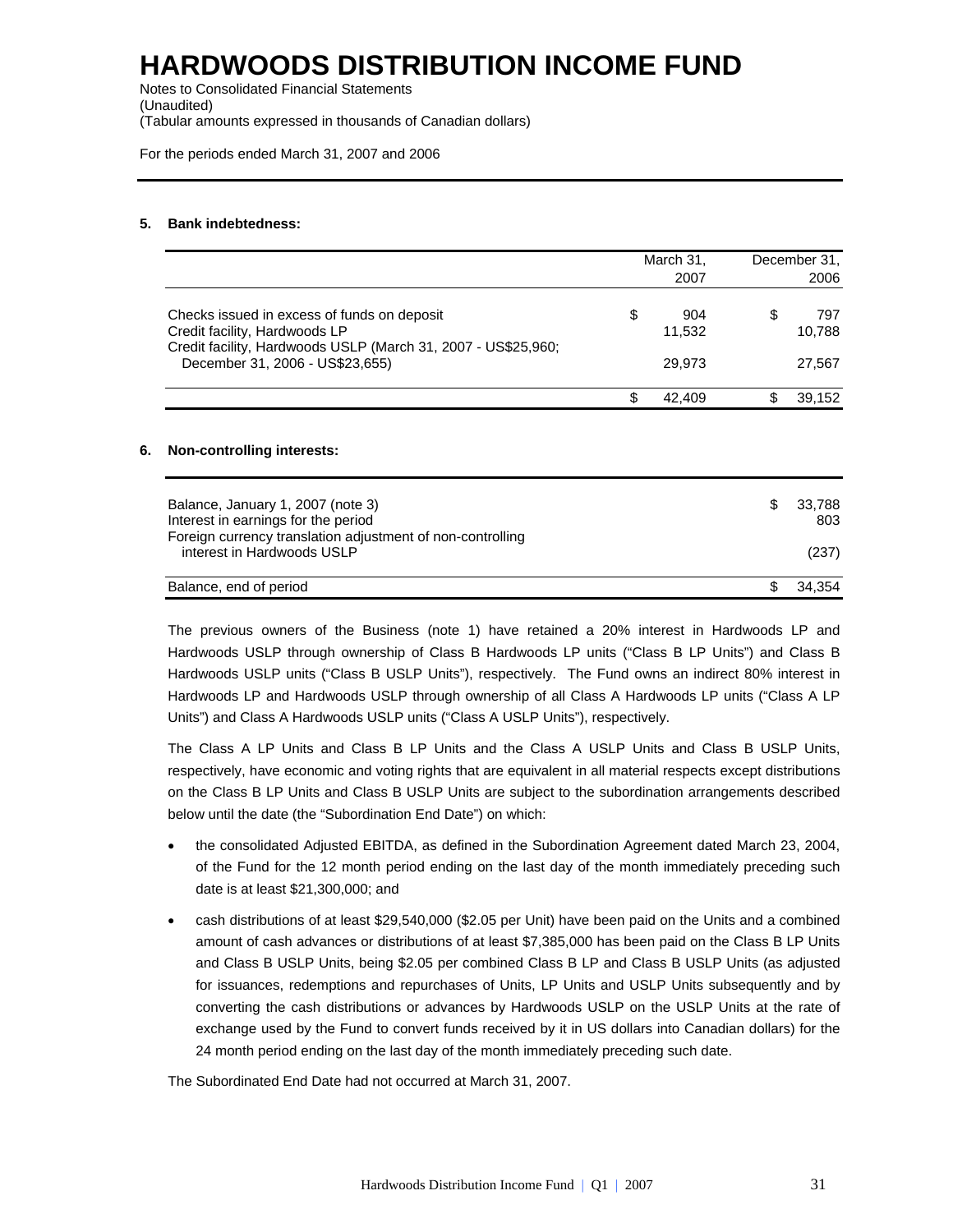# HARDWOODS DISTRIBUTION INCOME FUND

Notes to Consolidated Financial Statements
(Unaudited)
(Tabular amounts expressed in thousands of Canadian dollars)

For the periods ended March 31, 2007 and 2006

## 5. Bank indebtedness:

| | March 31, 2007 | December 31, 2006 |
|---|---|---|
| Checks issued in excess of funds on deposit | $ 904 | $ 797 |
| Credit facility, Hardwoods LP | 11,532 | 10,788 |
| Credit facility, Hardwoods USLP (March 31, 2007 - US$25,960; December 31, 2006 - US$23,655) | 29,973 | 27,567 |
| | $ 42,409 | $ 39,152 |

## 6. Non-controlling interests:

| | |
|---|---|
| Balance, January 1, 2007 (note 3) | $ 33,788 |
| Interest in earnings for the period | 803 |
| Foreign currency translation adjustment of non-controlling interest in Hardwoods USLP | (237) |
| Balance, end of period | $ 34,354 |

The previous owners of the Business (note 1) have retained a 20% interest in Hardwoods LP and Hardwoods USLP through ownership of Class B Hardwoods LP units ("Class B LP Units") and Class B Hardwoods USLP units ("Class B USLP Units"), respectively. The Fund owns an indirect 80% interest in Hardwoods LP and Hardwoods USLP through ownership of all Class A Hardwoods LP units ("Class A LP Units") and Class A Hardwoods USLP units ("Class A USLP Units"), respectively.

The Class A LP Units and Class B LP Units and the Class A USLP Units and Class B USLP Units, respectively, have economic and voting rights that are equivalent in all material respects except distributions on the Class B LP Units and Class B USLP Units are subject to the subordination arrangements described below until the date (the "Subordination End Date") on which:

- the consolidated Adjusted EBITDA, as defined in the Subordination Agreement dated March 23, 2004, of the Fund for the 12 month period ending on the last day of the month immediately preceding such date is at least $21,300,000; and
- cash distributions of at least $29,540,000 ($2.05 per Unit) have been paid on the Units and a combined amount of cash advances or distributions of at least $7,385,000 has been paid on the Class B LP Units and Class B USLP Units, being $2.05 per combined Class B LP and Class B USLP Units (as adjusted for issuances, redemptions and repurchases of Units, LP Units and USLP Units subsequently and by converting the cash distributions or advances by Hardwoods USLP on the USLP Units at the rate of exchange used by the Fund to convert funds received by it in US dollars into Canadian dollars) for the 24 month period ending on the last day of the month immediately preceding such date.

The Subordinated End Date had not occurred at March 31, 2007.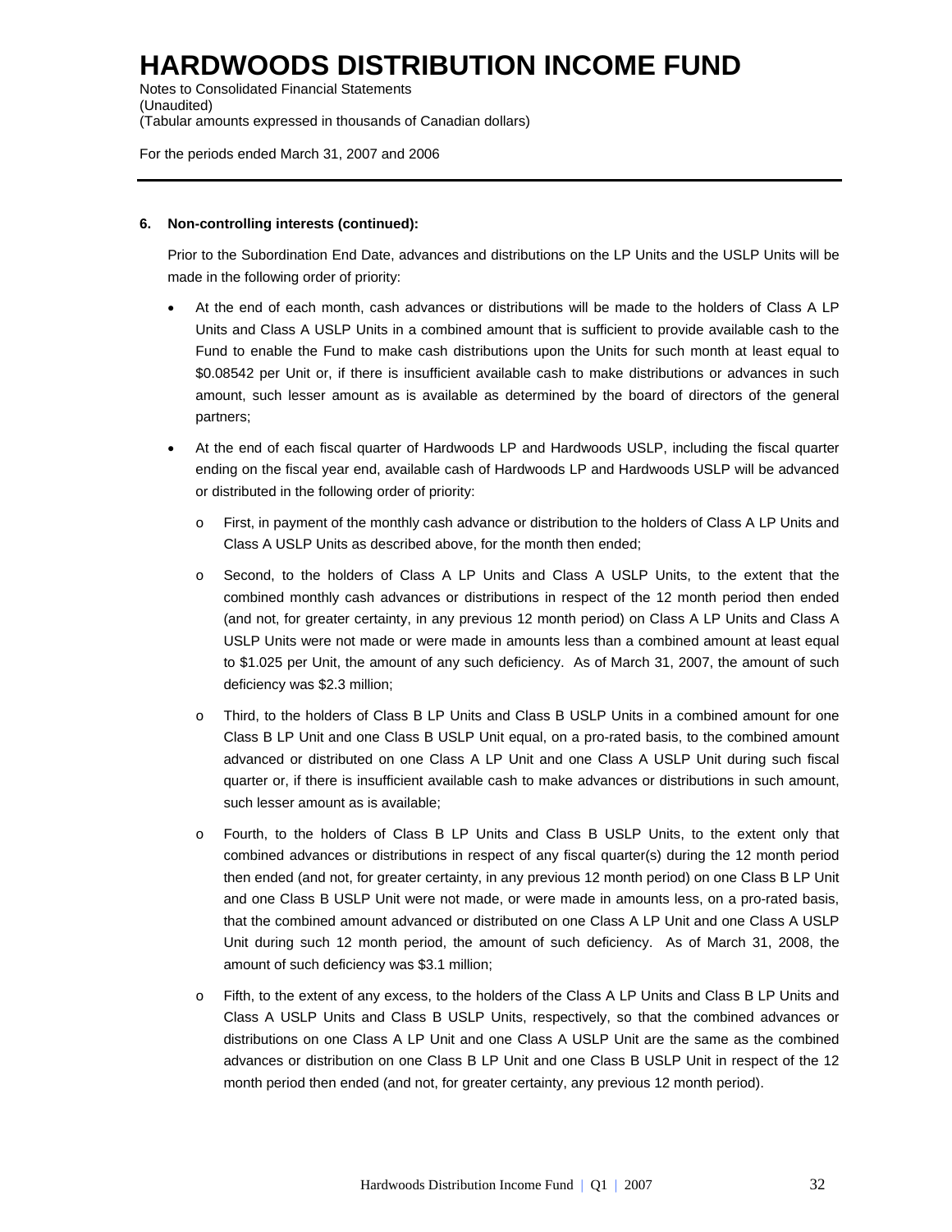# HARDWOODS DISTRIBUTION INCOME FUND

Notes to Consolidated Financial Statements
(Unaudited)
(Tabular amounts expressed in thousands of Canadian dollars)

For the periods ended March 31, 2007 and 2006

**6. Non-controlling interests (continued):**

Prior to the Subordination End Date, advances and distributions on the LP Units and the USLP Units will be made in the following order of priority:

- At the end of each month, cash advances or distributions will be made to the holders of Class A LP Units and Class A USLP Units in a combined amount that is sufficient to provide available cash to the Fund to enable the Fund to make cash distributions upon the Units for such month at least equal to $0.08542 per Unit or, if there is insufficient available cash to make distributions or advances in such amount, such lesser amount as is available as determined by the board of directors of the general partners;

- At the end of each fiscal quarter of Hardwoods LP and Hardwoods USLP, including the fiscal quarter ending on the fiscal year end, available cash of Hardwoods LP and Hardwoods USLP will be advanced or distributed in the following order of priority:

  - First, in payment of the monthly cash advance or distribution to the holders of Class A LP Units and Class A USLP Units as described above, for the month then ended;

  - Second, to the holders of Class A LP Units and Class A USLP Units, to the extent that the combined monthly cash advances or distributions in respect of the 12 month period then ended (and not, for greater certainty, in any previous 12 month period) on Class A LP Units and Class A USLP Units were not made or were made in amounts less than a combined amount at least equal to $1.025 per Unit, the amount of any such deficiency. As of March 31, 2007, the amount of such deficiency was $2.3 million;

  - Third, to the holders of Class B LP Units and Class B USLP Units in a combined amount for one Class B LP Unit and one Class B USLP Unit equal, on a pro-rated basis, to the combined amount advanced or distributed on one Class A LP Unit and one Class A USLP Unit during such fiscal quarter or, if there is insufficient available cash to make advances or distributions in such amount, such lesser amount as is available;

  - Fourth, to the holders of Class B LP Units and Class B USLP Units, to the extent only that combined advances or distributions in respect of any fiscal quarter(s) during the 12 month period then ended (and not, for greater certainty, in any previous 12 month period) on one Class B LP Unit and one Class B USLP Unit were not made, or were made in amounts less, on a pro-rated basis, that the combined amount advanced or distributed on one Class A LP Unit and one Class A USLP Unit during such 12 month period, the amount of such deficiency. As of March 31, 2008, the amount of such deficiency was $3.1 million;

  - Fifth, to the extent of any excess, to the holders of the Class A LP Units and Class B LP Units and Class A USLP Units and Class B USLP Units, respectively, so that the combined advances or distributions on one Class A LP Unit and one Class A USLP Unit are the same as the combined advances or distribution on one Class B LP Unit and one Class B USLP Unit in respect of the 12 month period then ended (and not, for greater certainty, any previous 12 month period).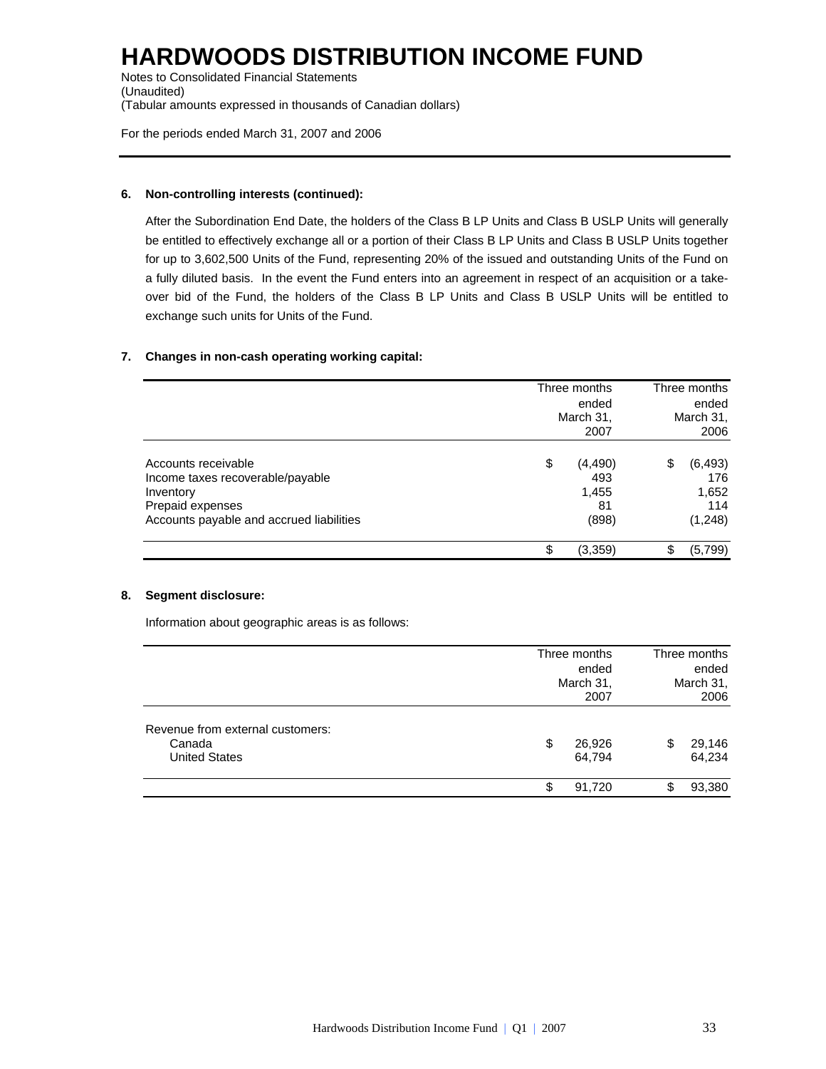# HARDWOODS DISTRIBUTION INCOME FUND

Notes to Consolidated Financial Statements
(Unaudited)
(Tabular amounts expressed in thousands of Canadian dollars)

For the periods ended March 31, 2007 and 2006

---

**6. Non-controlling interests (continued):**

After the Subordination End Date, the holders of the Class B LP Units and Class B USLP Units will generally be entitled to effectively exchange all or a portion of their Class B LP Units and Class B USLP Units together for up to 3,602,500 Units of the Fund, representing 20% of the issued and outstanding Units of the Fund on a fully diluted basis. In the event the Fund enters into an agreement in respect of an acquisition or a take-over bid of the Fund, the holders of the Class B LP Units and Class B USLP Units will be entitled to exchange such units for Units of the Fund.

**7. Changes in non-cash operating working capital:**

| | Three months ended March 31, 2007 | Three months ended March 31, 2006 |
|---|---|---|
| Accounts receivable | $ (4,490) | $ (6,493) |
| Income taxes recoverable/payable | 493 | 176 |
| Inventory | 1,455 | 1,652 |
| Prepaid expenses | 81 | 114 |
| Accounts payable and accrued liabilities | (898) | (1,248) |
| | $ (3,359) | $ (5,799) |

**8. Segment disclosure:**

Information about geographic areas is as follows:

| | Three months ended March 31, 2007 | Three months ended March 31, 2006 |
|---|---|---|
| Revenue from external customers: | | |
| Canada | $ 26,926 | $ 29,146 |
| United States | 64,794 | 64,234 |
| | $ 91,720 | $ 93,380 |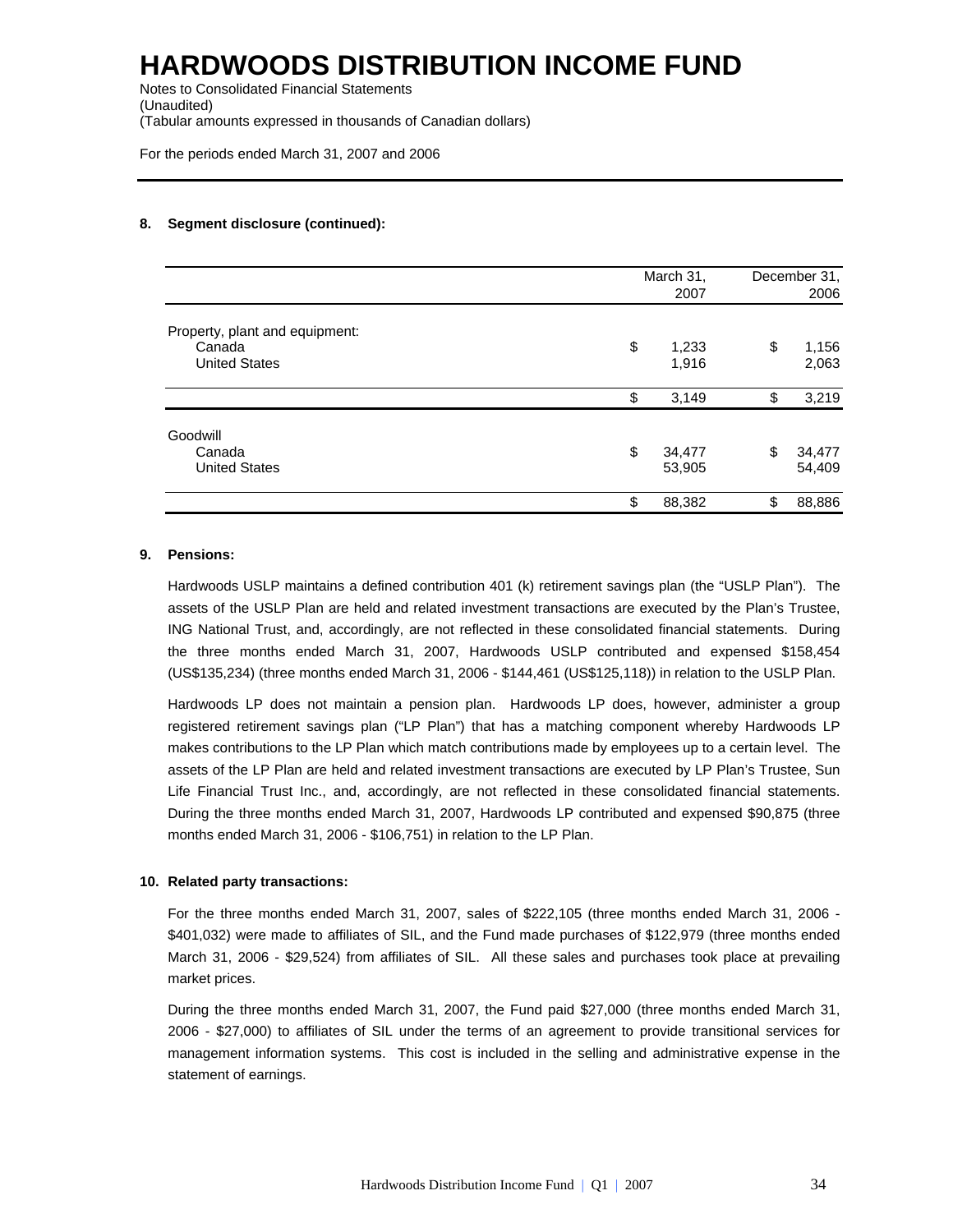# HARDWOODS DISTRIBUTION INCOME FUND

Notes to Consolidated Financial Statements
(Unaudited)
(Tabular amounts expressed in thousands of Canadian dollars)

For the periods ended March 31, 2007 and 2006

**8. Segment disclosure (continued):**

| | March 31, 2007 | December 31, 2006 |
|---|---|---|
| Property, plant and equipment: | | |
| Canada | $ 1,233 | $ 1,156 |
| United States | 1,916 | 2,063 |
| | $ 3,149 | $ 3,219 |
| Goodwill | | |
| Canada | $ 34,477 | $ 34,477 |
| United States | 53,905 | 54,409 |
| | $ 88,382 | $ 88,886 |

**9. Pensions:**

Hardwoods USLP maintains a defined contribution 401 (k) retirement savings plan (the "USLP Plan"). The assets of the USLP Plan are held and related investment transactions are executed by the Plan's Trustee, ING National Trust, and, accordingly, are not reflected in these consolidated financial statements. During the three months ended March 31, 2007, Hardwoods USLP contributed and expensed $158,454 (US$135,234) (three months ended March 31, 2006 - $144,461 (US$125,118)) in relation to the USLP Plan.

Hardwoods LP does not maintain a pension plan. Hardwoods LP does, however, administer a group registered retirement savings plan ("LP Plan") that has a matching component whereby Hardwoods LP makes contributions to the LP Plan which match contributions made by employees up to a certain level. The assets of the LP Plan are held and related investment transactions are executed by LP Plan's Trustee, Sun Life Financial Trust Inc., and, accordingly, are not reflected in these consolidated financial statements. During the three months ended March 31, 2007, Hardwoods LP contributed and expensed $90,875 (three months ended March 31, 2006 - $106,751) in relation to the LP Plan.

**10. Related party transactions:**

For the three months ended March 31, 2007, sales of $222,105 (three months ended March 31, 2006 - $401,032) were made to affiliates of SIL, and the Fund made purchases of $122,979 (three months ended March 31, 2006 - $29,524) from affiliates of SIL. All these sales and purchases took place at prevailing market prices.

During the three months ended March 31, 2007, the Fund paid $27,000 (three months ended March 31, 2006 - $27,000) to affiliates of SIL under the terms of an agreement to provide transitional services for management information systems. This cost is included in the selling and administrative expense in the statement of earnings.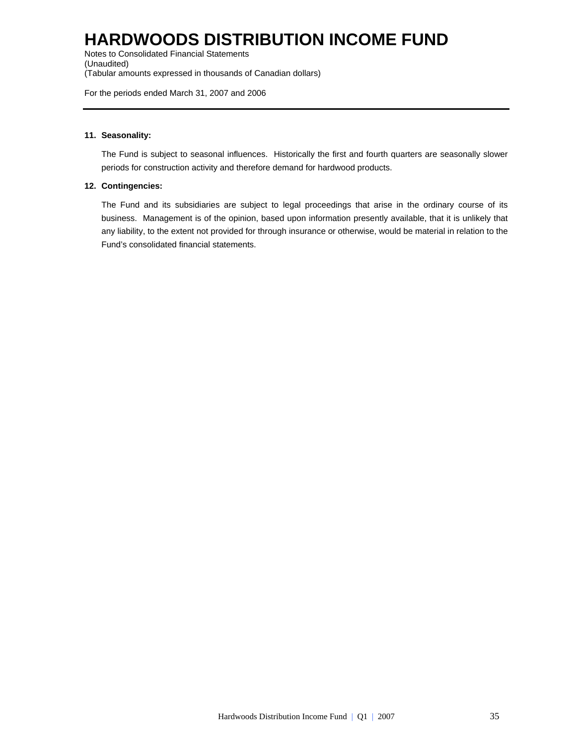# HARDWOODS DISTRIBUTION INCOME FUND

Notes to Consolidated Financial Statements
(Unaudited)
(Tabular amounts expressed in thousands of Canadian dollars)

For the periods ended March 31, 2007 and 2006

**11. Seasonality:**

The Fund is subject to seasonal influences. Historically the first and fourth quarters are seasonally slower periods for construction activity and therefore demand for hardwood products.

**12. Contingencies:**

The Fund and its subsidiaries are subject to legal proceedings that arise in the ordinary course of its business. Management is of the opinion, based upon information presently available, that it is unlikely that any liability, to the extent not provided for through insurance or otherwise, would be material in relation to the Fund's consolidated financial statements.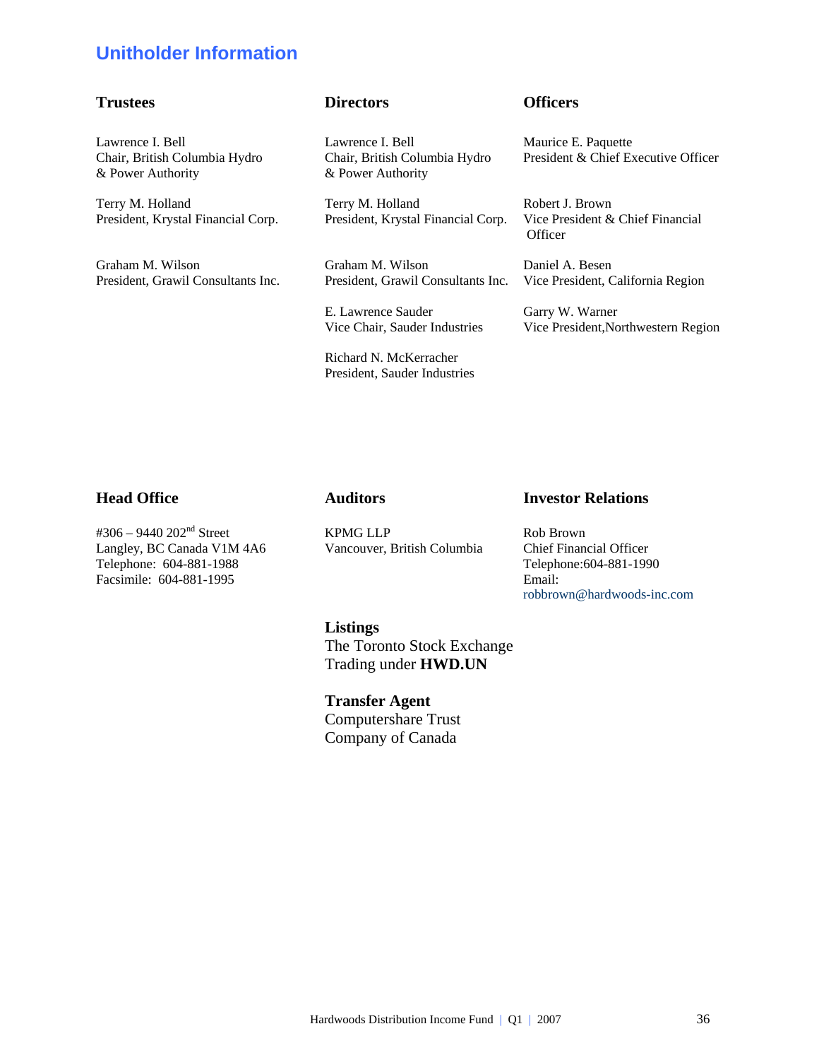## Unitholder Information

### Trustees

Lawrence I. Bell
Chair, British Columbia Hydro & Power Authority

Terry M. Holland
President, Krystal Financial Corp.

Graham M. Wilson
President, Grawil Consultants Inc.

### Directors

Lawrence I. Bell
Chair, British Columbia Hydro & Power Authority

Terry M. Holland
President, Krystal Financial Corp.

Graham M. Wilson
President, Grawil Consultants Inc.

E. Lawrence Sauder
Vice Chair, Sauder Industries

Richard N. McKerracher
President, Sauder Industries

### Officers

Maurice E. Paquette
President & Chief Executive Officer

Robert J. Brown
Vice President & Chief Financial Officer

Daniel A. Besen
Vice President, California Region

Garry W. Warner
Vice President,Northwestern Region

### Head Office

#306 – 9440 202nd Street
Langley, BC Canada V1M 4A6
Telephone: 604-881-1988
Facsimile: 604-881-1995

### Auditors

KPMG LLP
Vancouver, British Columbia

### Investor Relations

Rob Brown
Chief Financial Officer
Telephone:604-881-1990
Email:
robbrown@hardwoods-inc.com

### Listings

The Toronto Stock Exchange
Trading under **HWD.UN**

### Transfer Agent

Computershare Trust Company of Canada